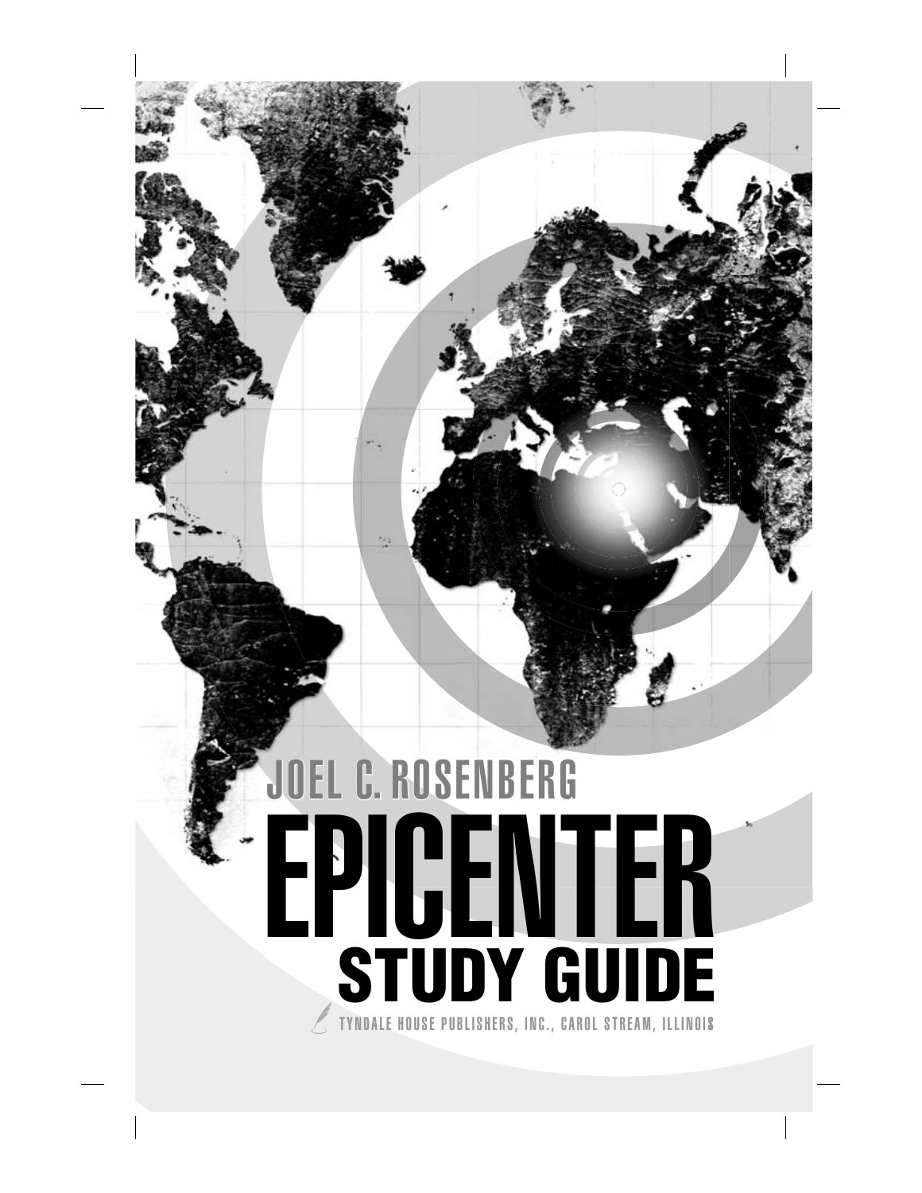JOEL C. ROSENBERG

# EPICENTER

## STUDY GUIDE

TYNDALE HOUSE PUBLISHERS, INC., CAROL STREAM, ILLINOIS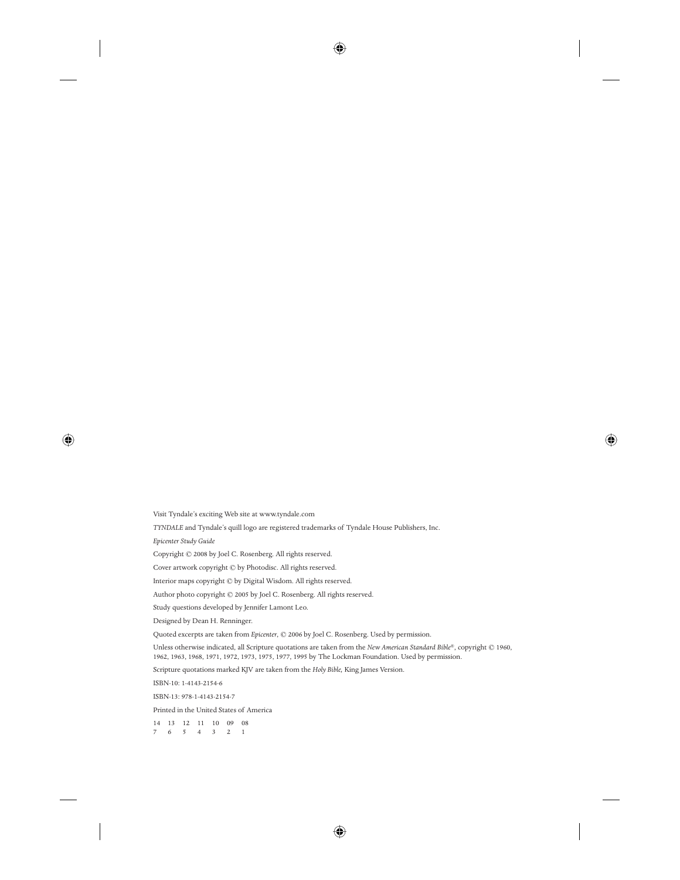Visit Tyndale's exciting Web site at www.tyndale.com

*TYNDALE* and Tyndale's quill logo are registered trademarks of Tyndale House Publishers, Inc.

*Epicenter Study Guide*

Copyright © 2008 by Joel C. Rosenberg. All rights reserved.

Cover artwork copyright © by Photodisc. All rights reserved.

Interior maps copyright © by Digital Wisdom. All rights reserved.

Author photo copyright © 2005 by Joel C. Rosenberg. All rights reserved.

Study questions developed by Jennifer Lamont Leo.

Designed by Dean H. Renninger.

Quoted excerpts are taken from *Epicenter*, © 2006 by Joel C. Rosenberg. Used by permission.

Unless otherwise indicated, all Scripture quotations are taken from the *New American Standard Bible*®, copyright © 1960, 1962, 1963, 1968, 1971, 1972, 1973, 1975, 1977, 1995 by The Lockman Foundation. Used by permission.

Scripture quotations marked KJV are taken from the *Holy Bible*, King James Version.

ISBN-10: 1-4143-2154-6

ISBN-13: 978-1-4143-2154-7

Printed in the United States of America

14 13 12 11 10 09 08
7 6 5 4 3 2 1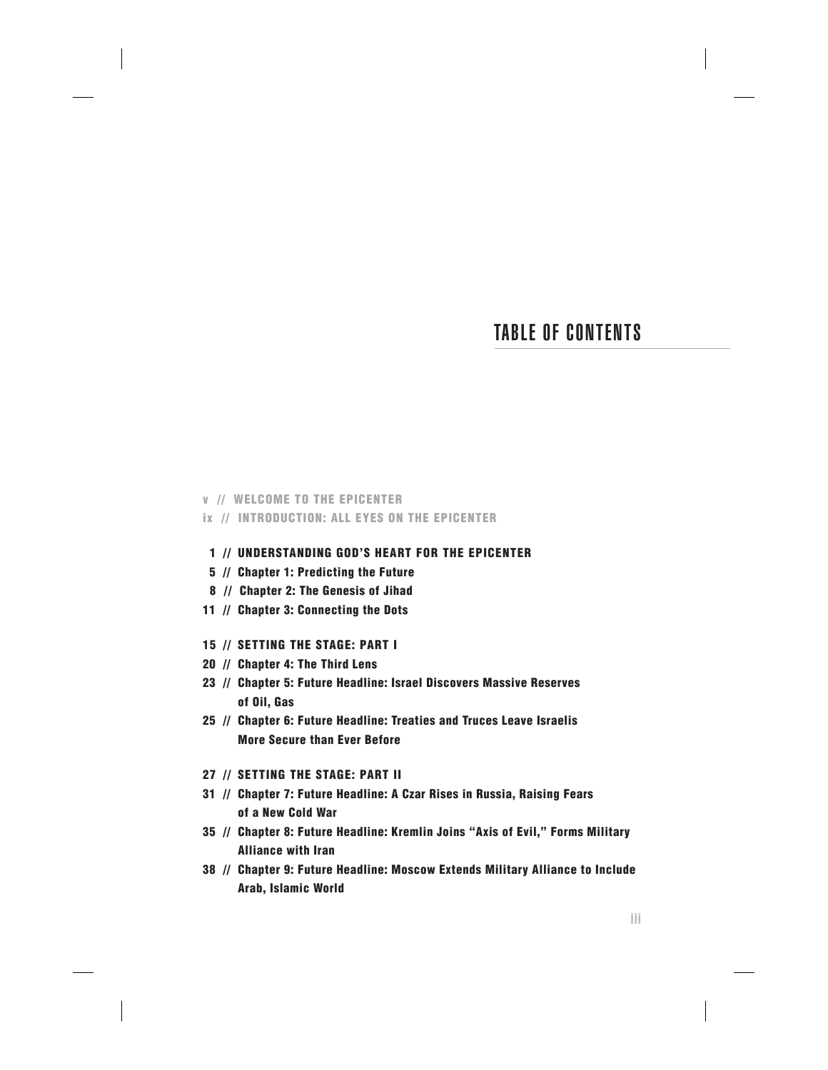# TABLE OF CONTENTS

v // WELCOME TO THE EPICENTER

ix // INTRODUCTION: ALL EYES ON THE EPICENTER

**1 // UNDERSTANDING GOD'S HEART FOR THE EPICENTER**

**5 // Chapter 1: Predicting the Future**

**8 // Chapter 2: The Genesis of Jihad**

**11 // Chapter 3: Connecting the Dots**

**15 // SETTING THE STAGE: PART I**

**20 // Chapter 4: The Third Lens**

**23 // Chapter 5: Future Headline: Israel Discovers Massive Reserves of Oil, Gas**

**25 // Chapter 6: Future Headline: Treaties and Truces Leave Israelis More Secure than Ever Before**

**27 // SETTING THE STAGE: PART II**

**31 // Chapter 7: Future Headline: A Czar Rises in Russia, Raising Fears of a New Cold War**

**35 // Chapter 8: Future Headline: Kremlin Joins "Axis of Evil," Forms Military Alliance with Iran**

**38 // Chapter 9: Future Headline: Moscow Extends Military Alliance to Include Arab, Islamic World**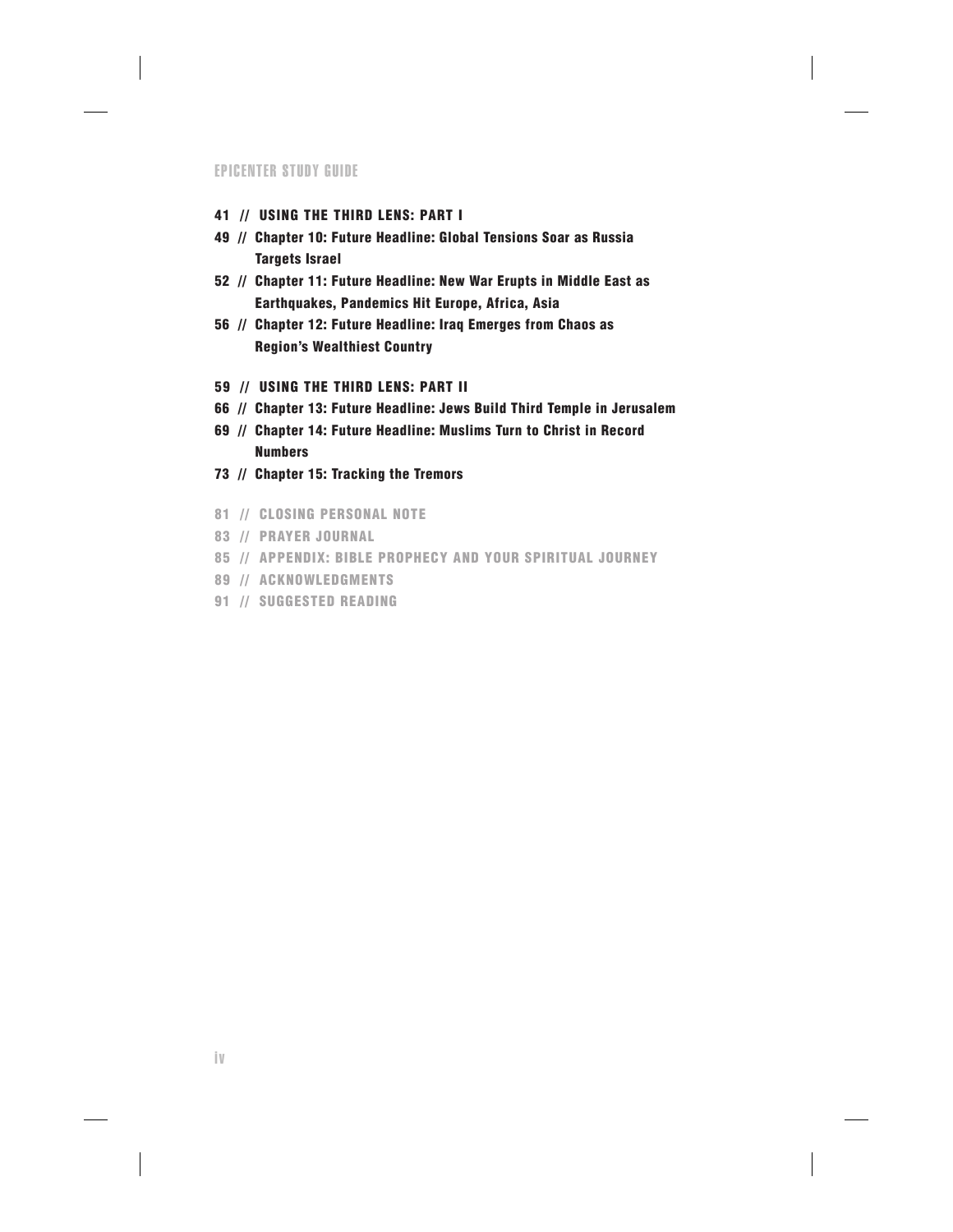41 // USING THE THIRD LENS: PART I

49 // Chapter 10: Future Headline: Global Tensions Soar as Russia Targets Israel

52 // Chapter 11: Future Headline: New War Erupts in Middle East as Earthquakes, Pandemics Hit Europe, Africa, Asia

56 // Chapter 12: Future Headline: Iraq Emerges from Chaos as Region's Wealthiest Country

59 // USING THE THIRD LENS: PART II

66 // Chapter 13: Future Headline: Jews Build Third Temple in Jerusalem

69 // Chapter 14: Future Headline: Muslims Turn to Christ in Record Numbers

73 // Chapter 15: Tracking the Tremors

81 // CLOSING PERSONAL NOTE

83 // PRAYER JOURNAL

85 // APPENDIX: BIBLE PROPHECY AND YOUR SPIRITUAL JOURNEY

89 // ACKNOWLEDGMENTS

91 // SUGGESTED READING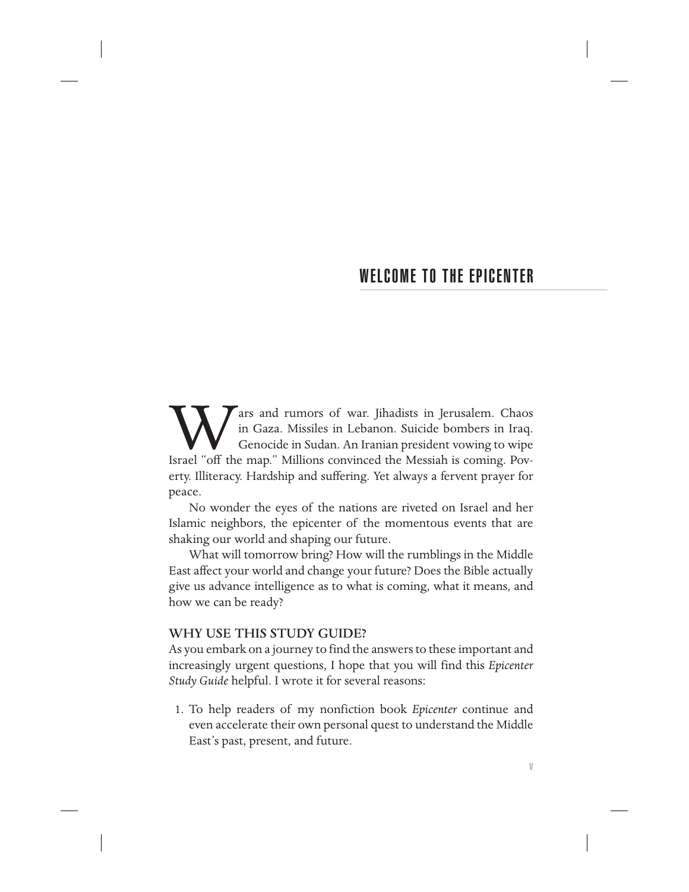# WELCOME TO THE EPICENTER

Wars and rumors of war. Jihadists in Jerusalem. Chaos in Gaza. Missiles in Lebanon. Suicide bombers in Iraq. Genocide in Sudan. An Iranian president vowing to wipe Israel "off the map." Millions convinced the Messiah is coming. Poverty. Illiteracy. Hardship and suffering. Yet always a fervent prayer for peace.

No wonder the eyes of the nations are riveted on Israel and her Islamic neighbors, the epicenter of the momentous events that are shaking our world and shaping our future.

What will tomorrow bring? How will the rumblings in the Middle East affect your world and change your future? Does the Bible actually give us advance intelligence as to what is coming, what it means, and how we can be ready?

## WHY USE THIS STUDY GUIDE?

As you embark on a journey to find the answers to these important and increasingly urgent questions, I hope that you will find this *Epicenter Study Guide* helpful. I wrote it for several reasons:

1. To help readers of my nonfiction book *Epicenter* continue and even accelerate their own personal quest to understand the Middle East's past, present, and future.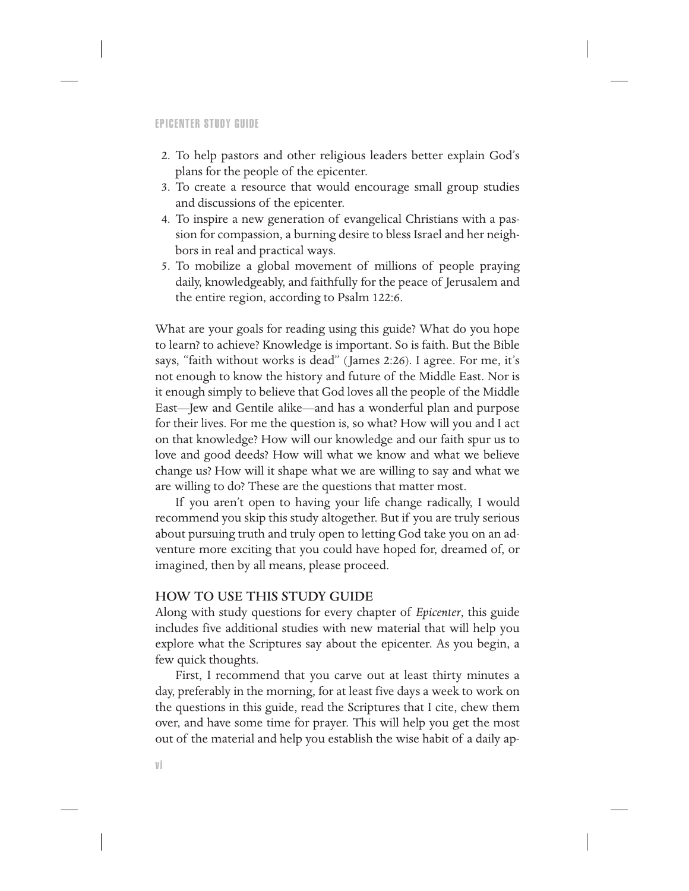2. To help pastors and other religious leaders better explain God's plans for the people of the epicenter.
3. To create a resource that would encourage small group studies and discussions of the epicenter.
4. To inspire a new generation of evangelical Christians with a passion for compassion, a burning desire to bless Israel and her neighbors in real and practical ways.
5. To mobilize a global movement of millions of people praying daily, knowledgeably, and faithfully for the peace of Jerusalem and the entire region, according to Psalm 122:6.

What are your goals for reading using this guide? What do you hope to learn? to achieve? Knowledge is important. So is faith. But the Bible says, "faith without works is dead" (James 2:26). I agree. For me, it's not enough to know the history and future of the Middle East. Nor is it enough simply to believe that God loves all the people of the Middle East—Jew and Gentile alike—and has a wonderful plan and purpose for their lives. For me the question is, so what? How will you and I act on that knowledge? How will our knowledge and our faith spur us to love and good deeds? How will what we know and what we believe change us? How will it shape what we are willing to say and what we are willing to do? These are the questions that matter most.

If you aren't open to having your life change radically, I would recommend you skip this study altogether. But if you are truly serious about pursuing truth and truly open to letting God take you on an adventure more exciting that you could have hoped for, dreamed of, or imagined, then by all means, please proceed.

## HOW TO USE THIS STUDY GUIDE

Along with study questions for every chapter of *Epicenter*, this guide includes five additional studies with new material that will help you explore what the Scriptures say about the epicenter. As you begin, a few quick thoughts.

First, I recommend that you carve out at least thirty minutes a day, preferably in the morning, for at least five days a week to work on the questions in this guide, read the Scriptures that I cite, chew them over, and have some time for prayer. This will help you get the most out of the material and help you establish the wise habit of a daily ap-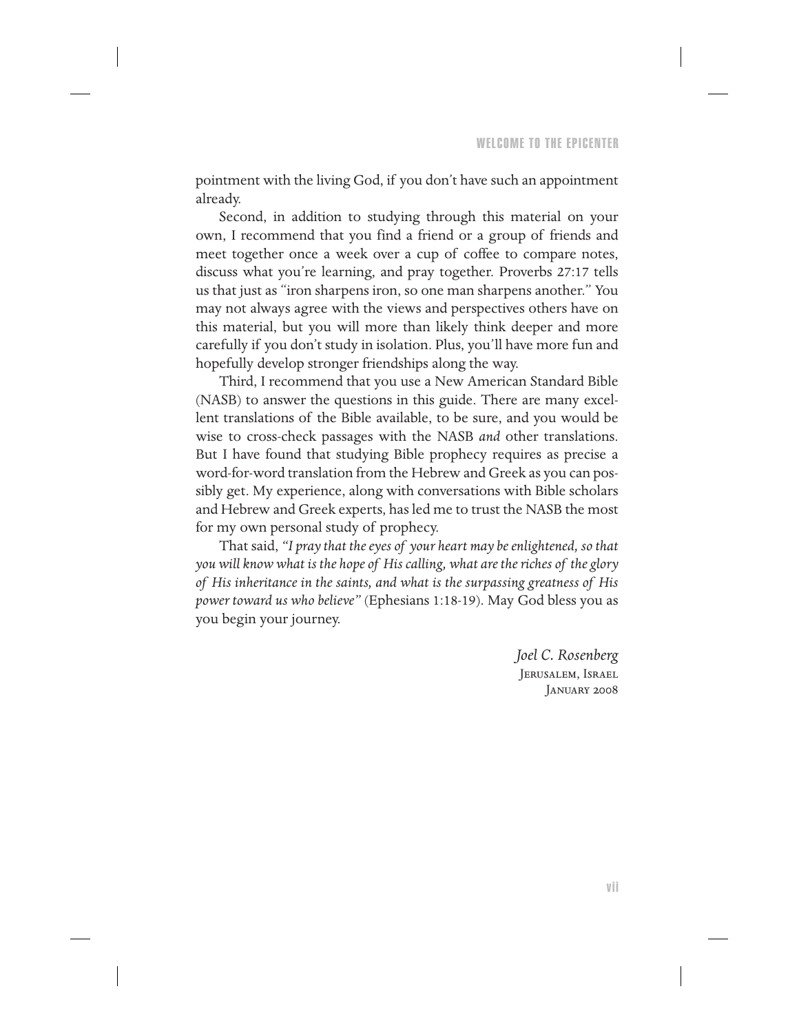pointment with the living God, if you don't have such an appointment already.

Second, in addition to studying through this material on your own, I recommend that you find a friend or a group of friends and meet together once a week over a cup of coffee to compare notes, discuss what you're learning, and pray together. Proverbs 27:17 tells us that just as "iron sharpens iron, so one man sharpens another." You may not always agree with the views and perspectives others have on this material, but you will more than likely think deeper and more carefully if you don't study in isolation. Plus, you'll have more fun and hopefully develop stronger friendships along the way.

Third, I recommend that you use a New American Standard Bible (NASB) to answer the questions in this guide. There are many excellent translations of the Bible available, to be sure, and you would be wise to cross-check passages with the NASB *and* other translations. But I have found that studying Bible prophecy requires as precise a word-for-word translation from the Hebrew and Greek as you can possibly get. My experience, along with conversations with Bible scholars and Hebrew and Greek experts, has led me to trust the NASB the most for my own personal study of prophecy.

That said, *"I pray that the eyes of your heart may be enlightened, so that you will know what is the hope of His calling, what are the riches of the glory of His inheritance in the saints, and what is the surpassing greatness of His power toward us who believe"* (Ephesians 1:18-19). May God bless you as you begin your journey.

*Joel C. Rosenberg*
Jerusalem, Israel
January 2008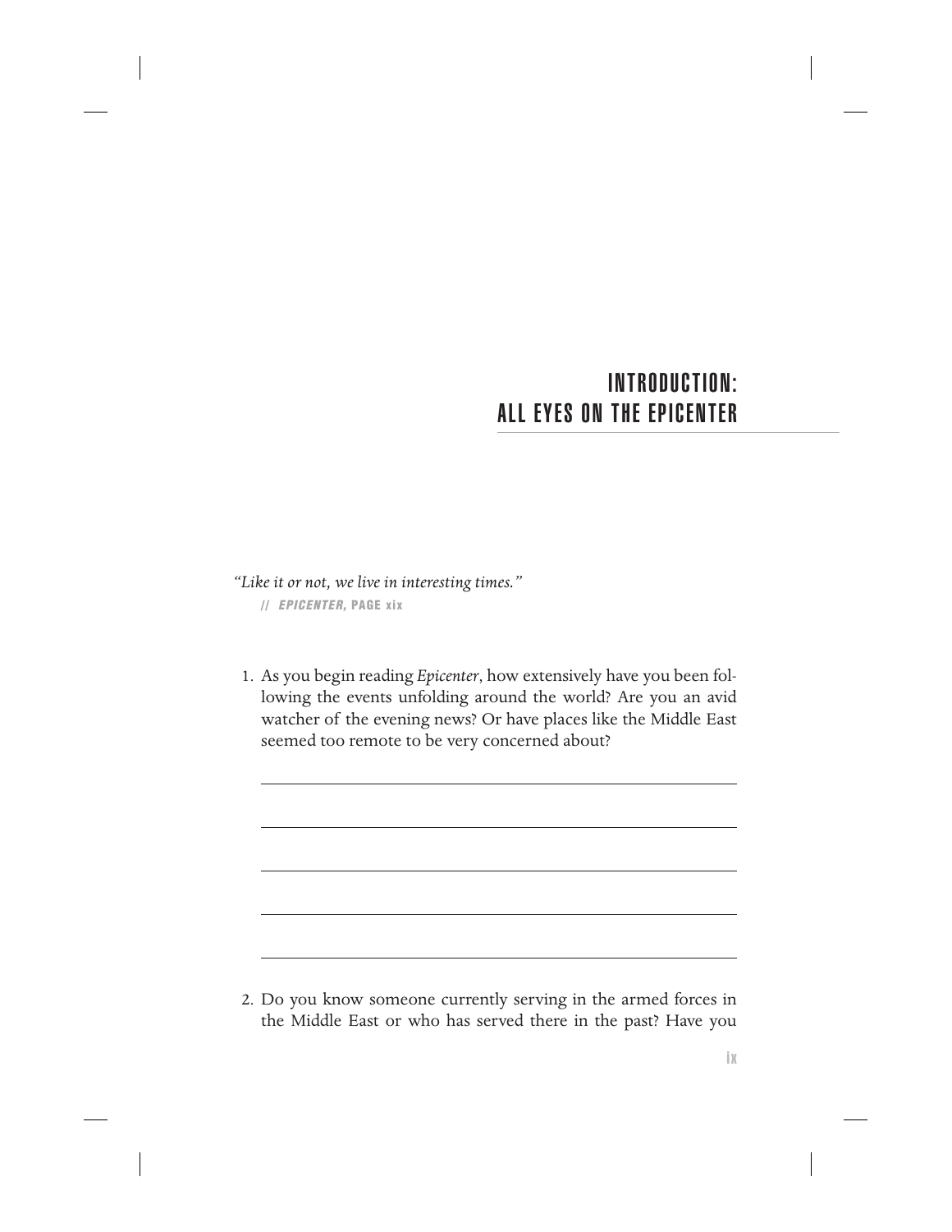# INTRODUCTION: ALL EYES ON THE EPICENTER

*"Like it or not, we live in interesting times."*
// ***EPICENTER*, PAGE xix**

1. As you begin reading *Epicenter*, how extensively have you been following the events unfolding around the world? Are you an avid watcher of the evening news? Or have places like the Middle East seemed too remote to be very concerned about?

2. Do you know someone currently serving in the armed forces in the Middle East or who has served there in the past? Have you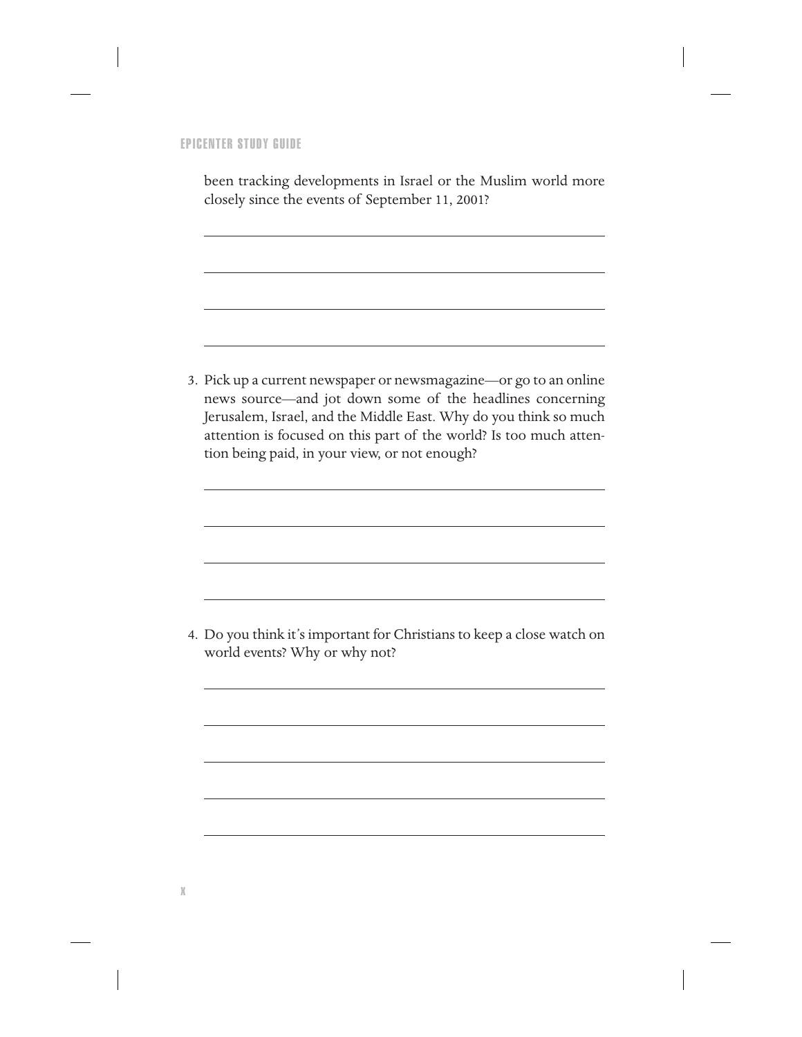been tracking developments in Israel or the Muslim world more closely since the events of September 11, 2001?

3. Pick up a current newspaper or newsmagazine—or go to an online news source—and jot down some of the headlines concerning Jerusalem, Israel, and the Middle East. Why do you think so much attention is focused on this part of the world? Is too much attention being paid, in your view, or not enough?

4. Do you think it's important for Christians to keep a close watch on world events? Why or why not?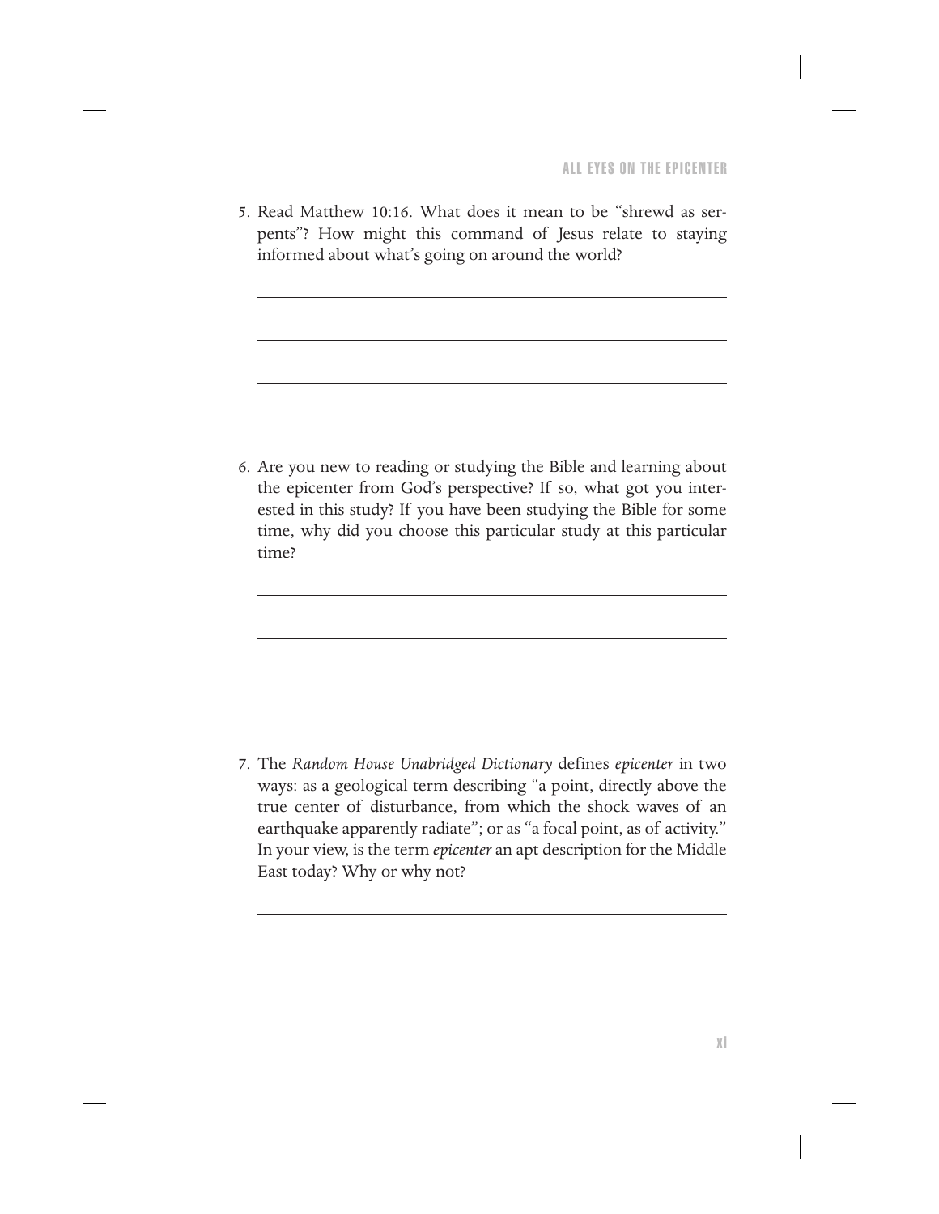5. Read Matthew 10:16. What does it mean to be "shrewd as serpents"? How might this command of Jesus relate to staying informed about what's going on around the world?

6. Are you new to reading or studying the Bible and learning about the epicenter from God's perspective? If so, what got you interested in this study? If you have been studying the Bible for some time, why did you choose this particular study at this particular time?

7. The *Random House Unabridged Dictionary* defines *epicenter* in two ways: as a geological term describing "a point, directly above the true center of disturbance, from which the shock waves of an earthquake apparently radiate"; or as "a focal point, as of activity." In your view, is the term *epicenter* an apt description for the Middle East today? Why or why not?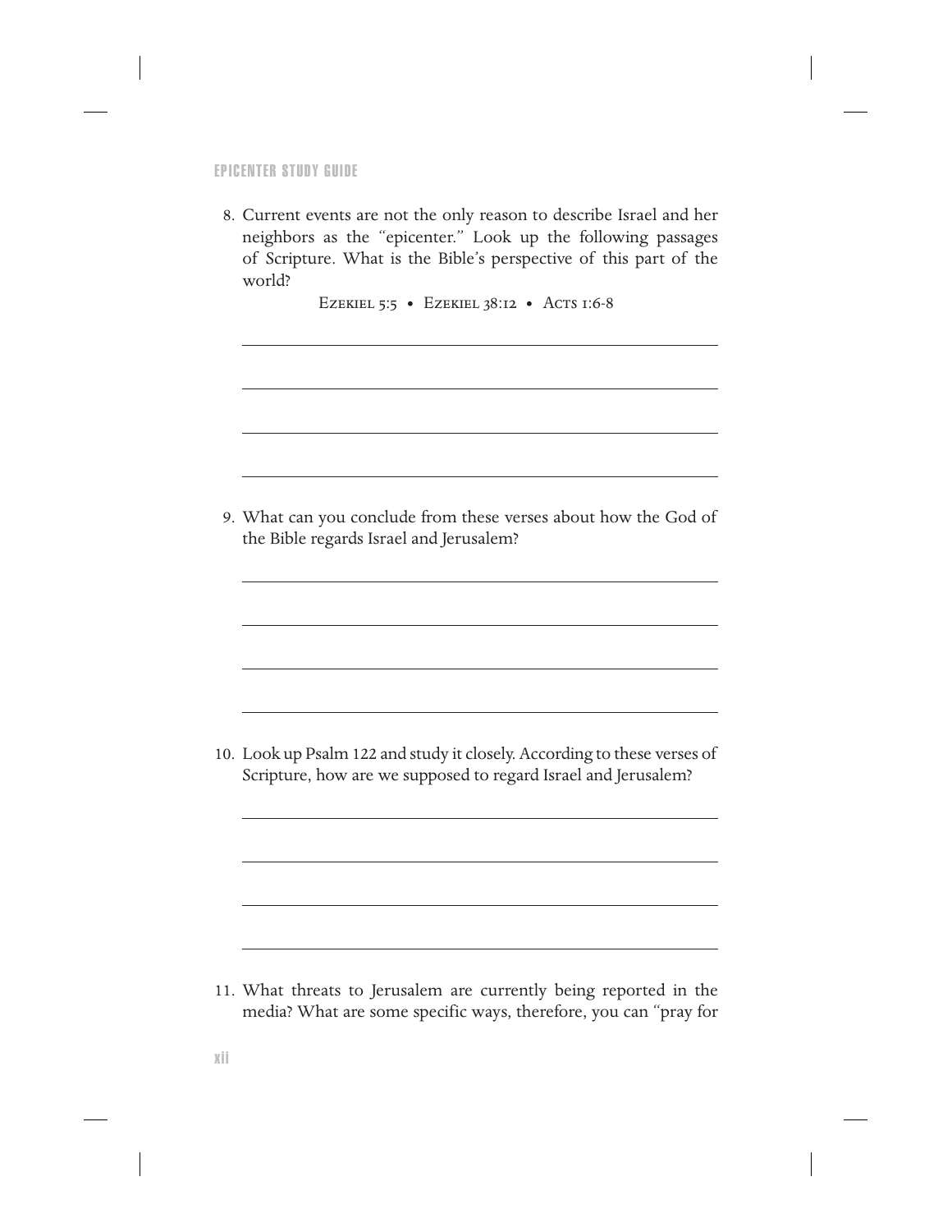8. Current events are not the only reason to describe Israel and her neighbors as the "epicenter." Look up the following passages of Scripture. What is the Bible's perspective of this part of the world?

   Ezekiel 5:5 • Ezekiel 38:12 • Acts 1:6-8

9. What can you conclude from these verses about how the God of the Bible regards Israel and Jerusalem?

10. Look up Psalm 122 and study it closely. According to these verses of Scripture, how are we supposed to regard Israel and Jerusalem?

11. What threats to Jerusalem are currently being reported in the media? What are some specific ways, therefore, you can "pray for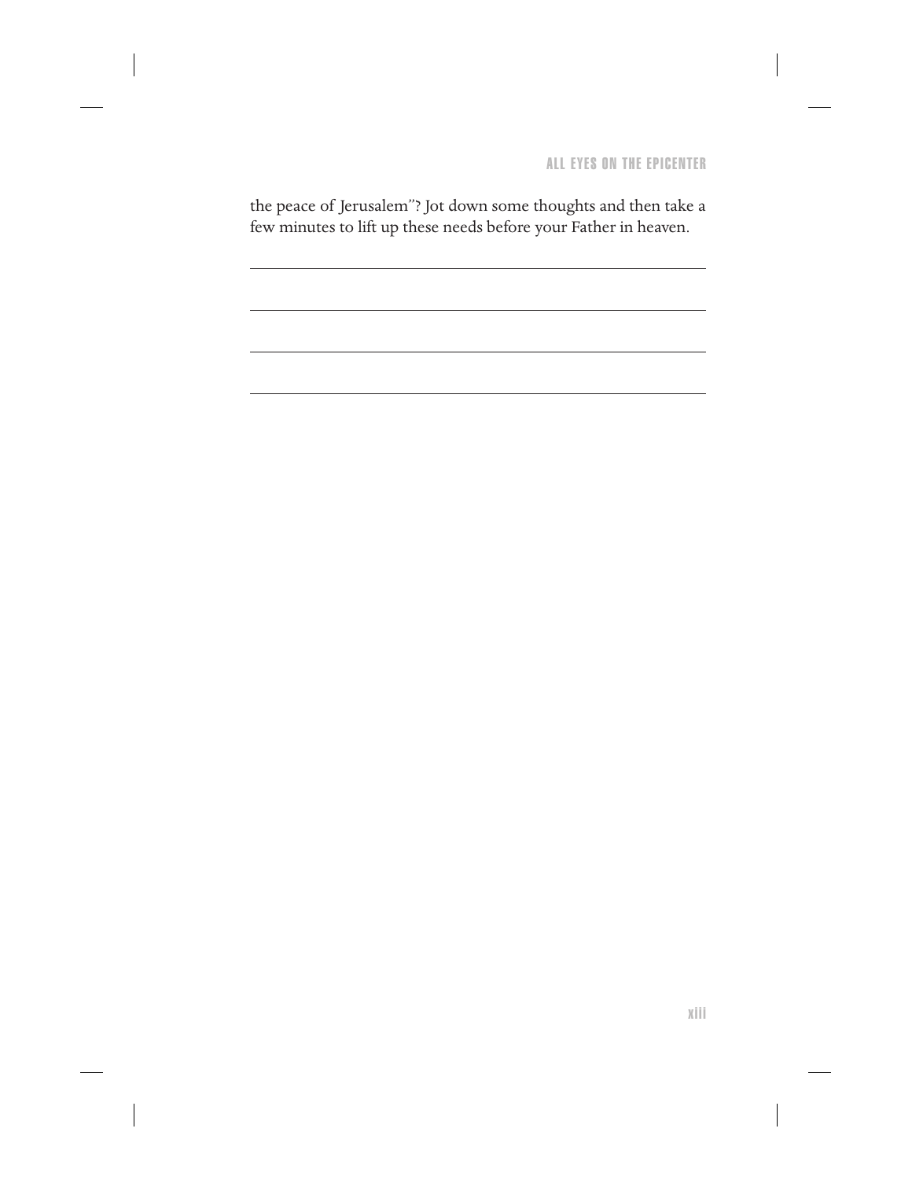the peace of Jerusalem"? Jot down some thoughts and then take a few minutes to lift up these needs before your Father in heaven.

______________________________________________________________

______________________________________________________________

______________________________________________________________

______________________________________________________________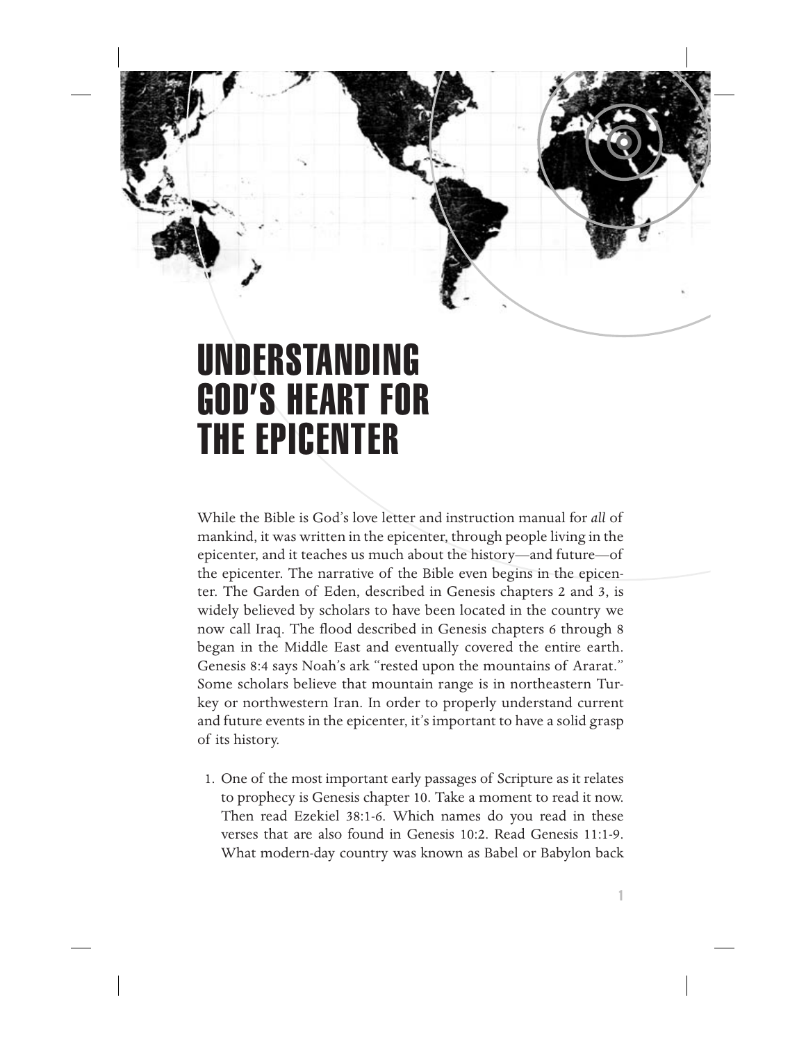# UNDERSTANDING GOD'S HEART FOR THE EPICENTER

While the Bible is God's love letter and instruction manual for *all* of mankind, it was written in the epicenter, through people living in the epicenter, and it teaches us much about the history—and future—of the epicenter. The narrative of the Bible even begins in the epicenter. The Garden of Eden, described in Genesis chapters 2 and 3, is widely believed by scholars to have been located in the country we now call Iraq. The flood described in Genesis chapters 6 through 8 began in the Middle East and eventually covered the entire earth. Genesis 8:4 says Noah's ark "rested upon the mountains of Ararat." Some scholars believe that mountain range is in northeastern Turkey or northwestern Iran. In order to properly understand current and future events in the epicenter, it's important to have a solid grasp of its history.

1. One of the most important early passages of Scripture as it relates to prophecy is Genesis chapter 10. Take a moment to read it now. Then read Ezekiel 38:1-6. Which names do you read in these verses that are also found in Genesis 10:2. Read Genesis 11:1-9. What modern-day country was known as Babel or Babylon back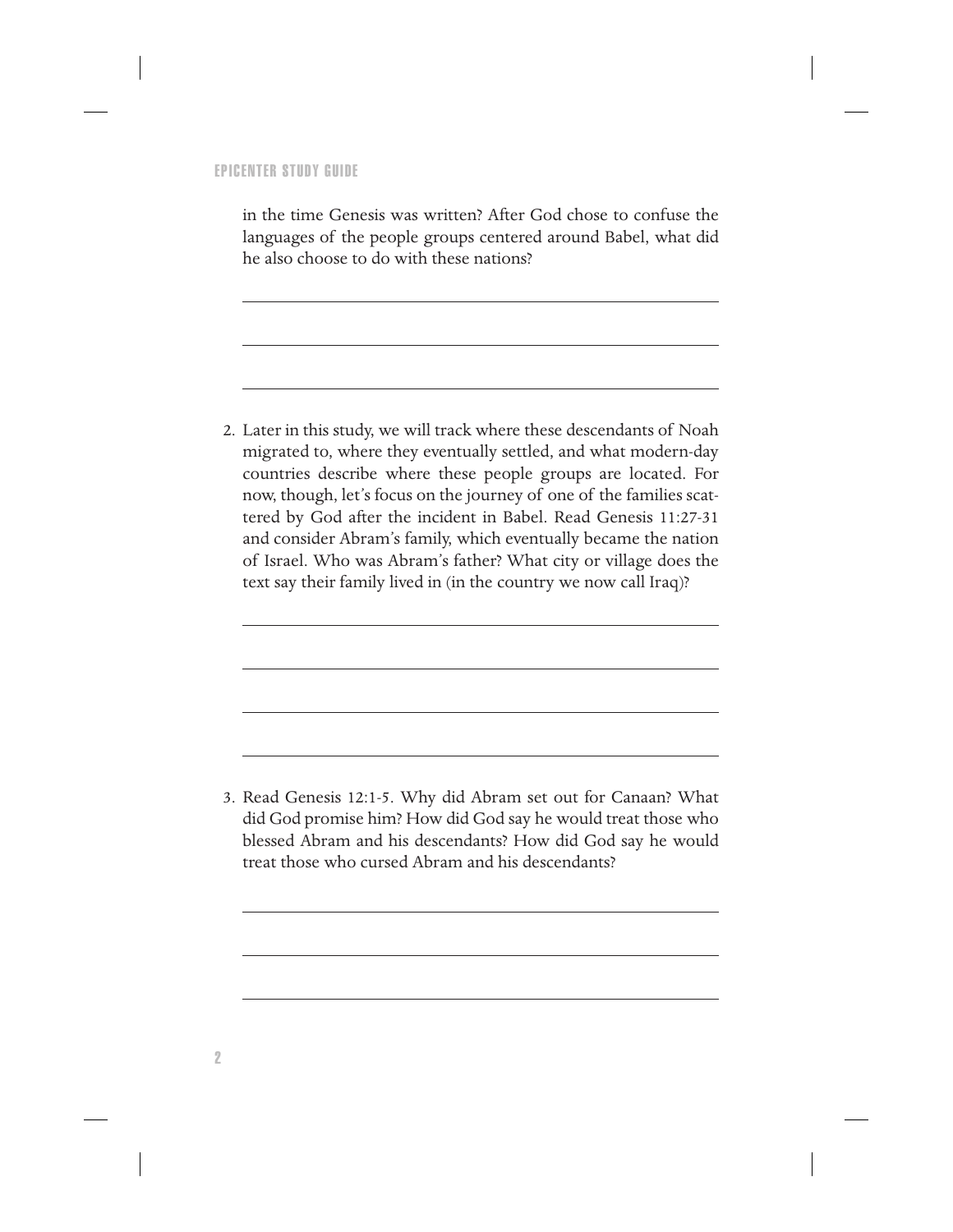in the time Genesis was written? After God chose to confuse the languages of the people groups centered around Babel, what did he also choose to do with these nations?

2. Later in this study, we will track where these descendants of Noah migrated to, where they eventually settled, and what modern-day countries describe where these people groups are located. For now, though, let's focus on the journey of one of the families scattered by God after the incident in Babel. Read Genesis 11:27-31 and consider Abram's family, which eventually became the nation of Israel. Who was Abram's father? What city or village does the text say their family lived in (in the country we now call Iraq)?

3. Read Genesis 12:1-5. Why did Abram set out for Canaan? What did God promise him? How did God say he would treat those who blessed Abram and his descendants? How did God say he would treat those who cursed Abram and his descendants?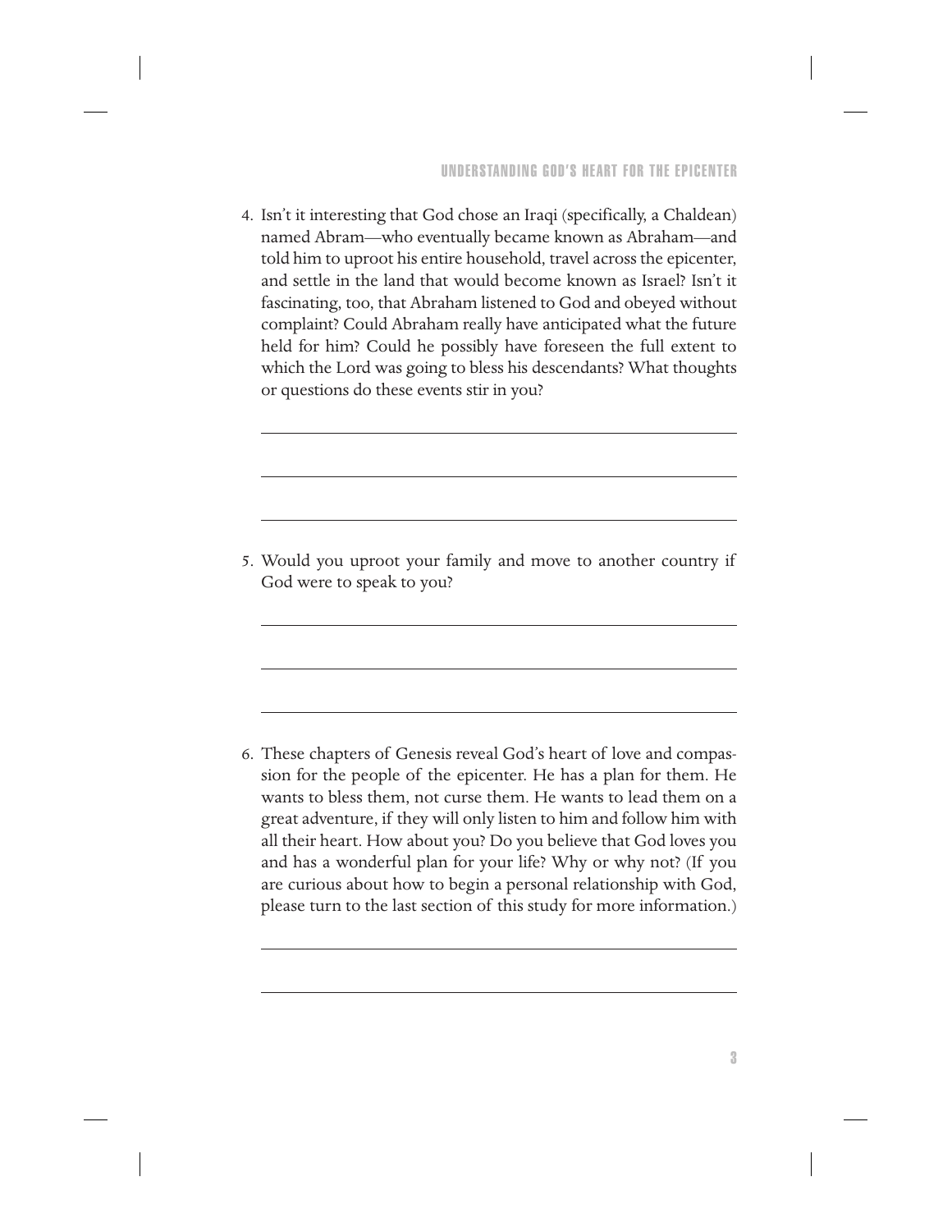4. Isn't it interesting that God chose an Iraqi (specifically, a Chaldean) named Abram—who eventually became known as Abraham—and told him to uproot his entire household, travel across the epicenter, and settle in the land that would become known as Israel? Isn't it fascinating, too, that Abraham listened to God and obeyed without complaint? Could Abraham really have anticipated what the future held for him? Could he possibly have foreseen the full extent to which the Lord was going to bless his descendants? What thoughts or questions do these events stir in you?

5. Would you uproot your family and move to another country if God were to speak to you?

6. These chapters of Genesis reveal God's heart of love and compassion for the people of the epicenter. He has a plan for them. He wants to bless them, not curse them. He wants to lead them on a great adventure, if they will only listen to him and follow him with all their heart. How about you? Do you believe that God loves you and has a wonderful plan for your life? Why or why not? (If you are curious about how to begin a personal relationship with God, please turn to the last section of this study for more information.)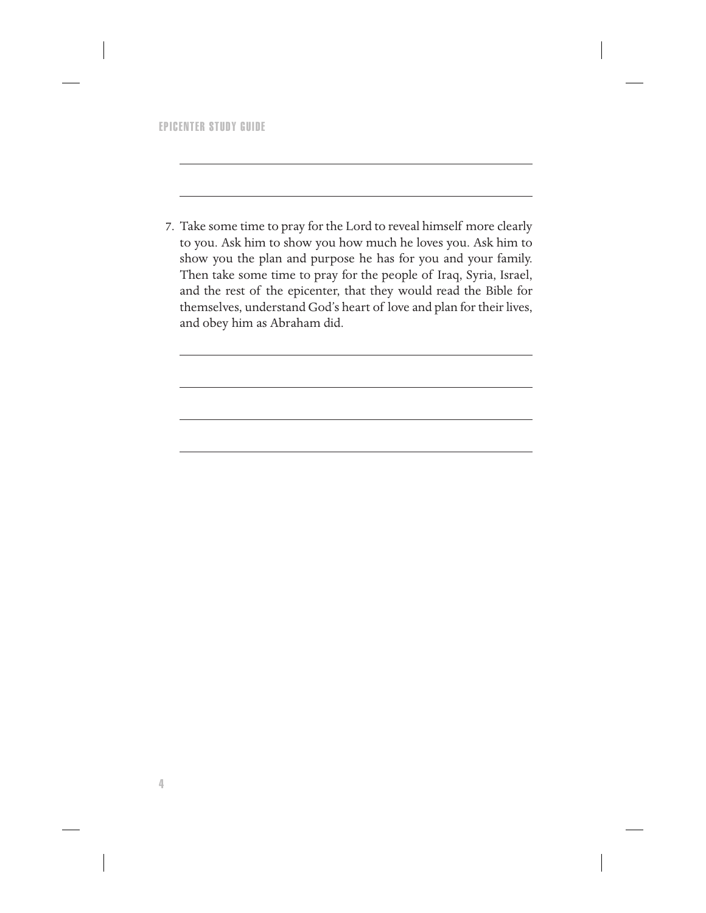7. Take some time to pray for the Lord to reveal himself more clearly to you. Ask him to show you how much he loves you. Ask him to show you the plan and purpose he has for you and your family. Then take some time to pray for the people of Iraq, Syria, Israel, and the rest of the epicenter, that they would read the Bible for themselves, understand God's heart of love and plan for their lives, and obey him as Abraham did.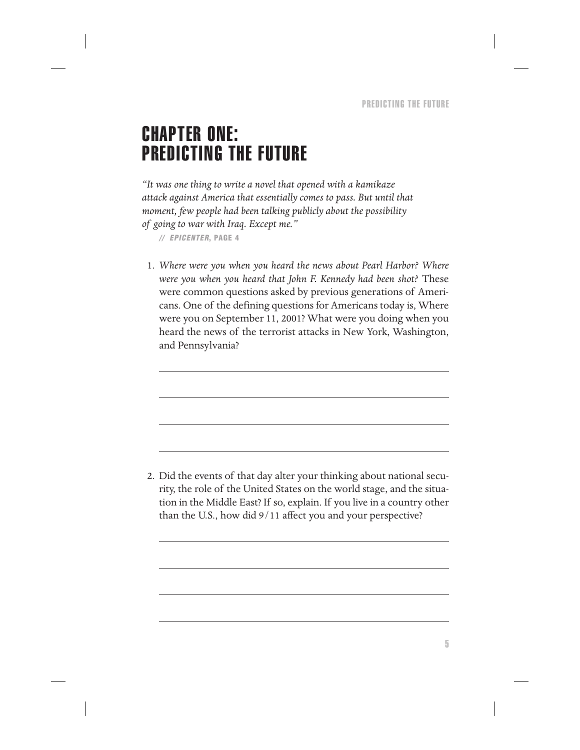# CHAPTER ONE: PREDICTING THE FUTURE

*"It was one thing to write a novel that opened with a kamikaze attack against America that essentially comes to pass. But until that moment, few people had been talking publicly about the possibility of going to war with Iraq. Except me."*

// ***EPICENTER*, PAGE 4**

1. *Where were you when you heard the news about Pearl Harbor? Where were you when you heard that John F. Kennedy had been shot?* These were common questions asked by previous generations of Americans. One of the defining questions for Americans today is, Where were you on September 11, 2001? What were you doing when you heard the news of the terrorist attacks in New York, Washington, and Pennsylvania?

2. Did the events of that day alter your thinking about national security, the role of the United States on the world stage, and the situation in the Middle East? If so, explain. If you live in a country other than the U.S., how did 9/11 affect you and your perspective?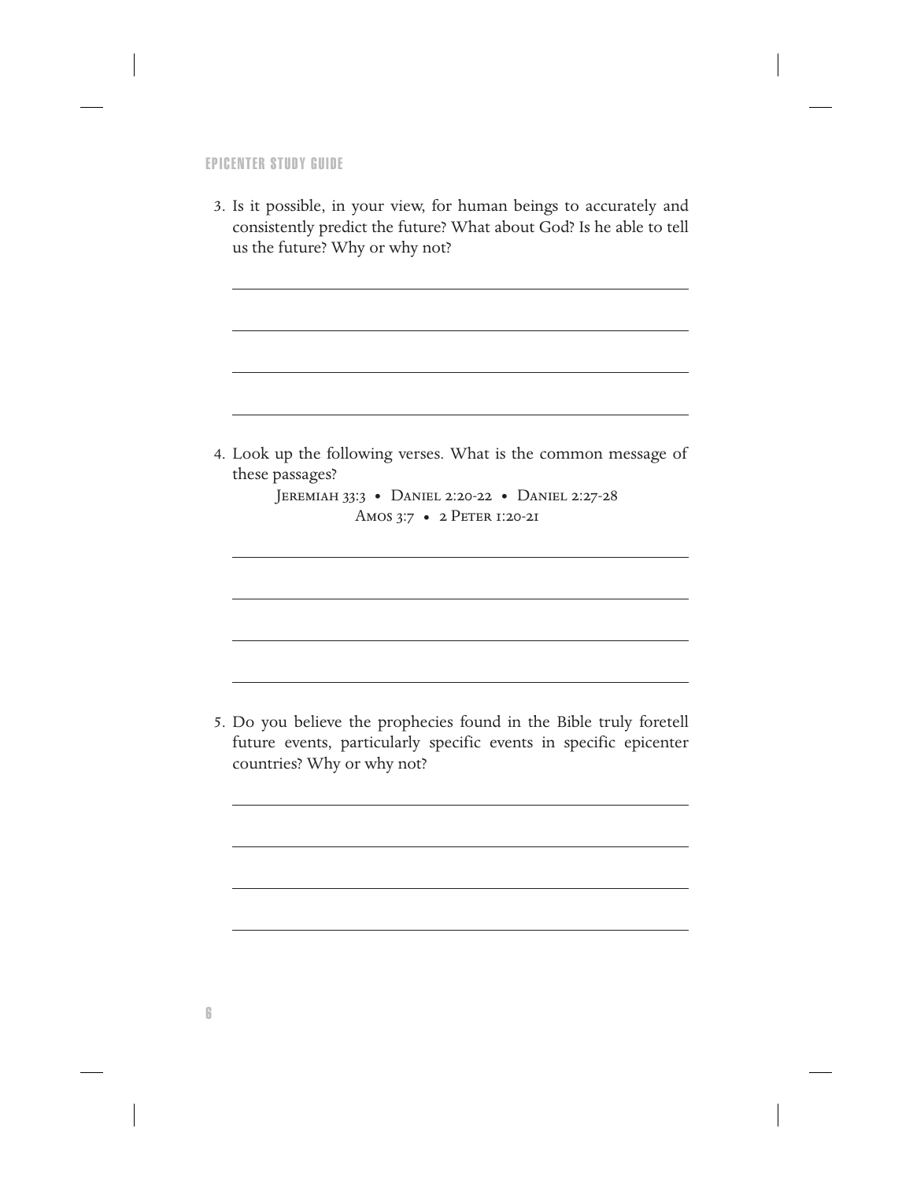3. Is it possible, in your view, for human beings to accurately and consistently predict the future? What about God? Is he able to tell us the future? Why or why not?

4. Look up the following verses. What is the common message of these passages?

   Jeremiah 33:3 • Daniel 2:20-22 • Daniel 2:27-28
   Amos 3:7 • 2 Peter 1:20-21

5. Do you believe the prophecies found in the Bible truly foretell future events, particularly specific events in specific epicenter countries? Why or why not?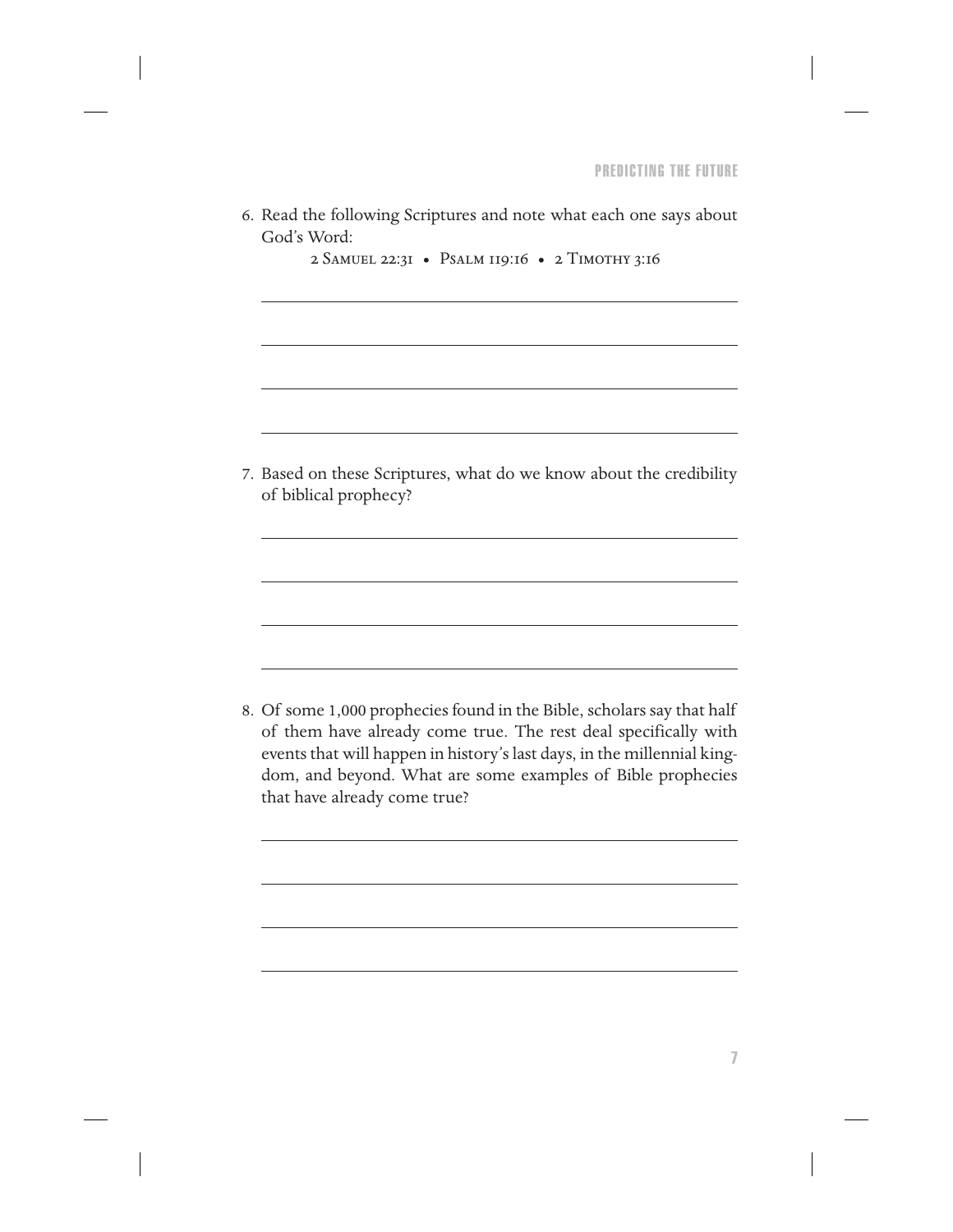6. Read the following Scriptures and note what each one says about God's Word:

   2 Samuel 22:31 • Psalm 119:16 • 2 Timothy 3:16

7. Based on these Scriptures, what do we know about the credibility of biblical prophecy?

8. Of some 1,000 prophecies found in the Bible, scholars say that half of them have already come true. The rest deal specifically with events that will happen in history's last days, in the millennial kingdom, and beyond. What are some examples of Bible prophecies that have already come true?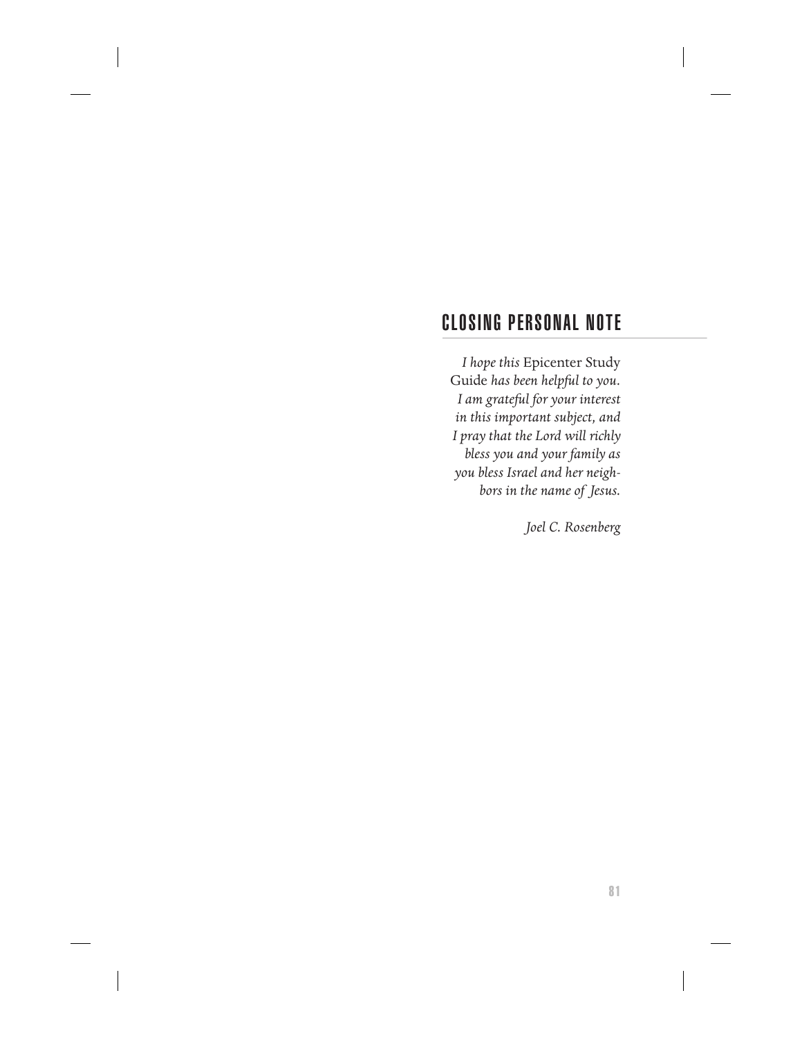## CLOSING PERSONAL NOTE

*I hope this* Epicenter Study Guide *has been helpful to you. I am grateful for your interest in this important subject, and I pray that the Lord will richly bless you and your family as you bless Israel and her neighbors in the name of Jesus.*

*Joel C. Rosenberg*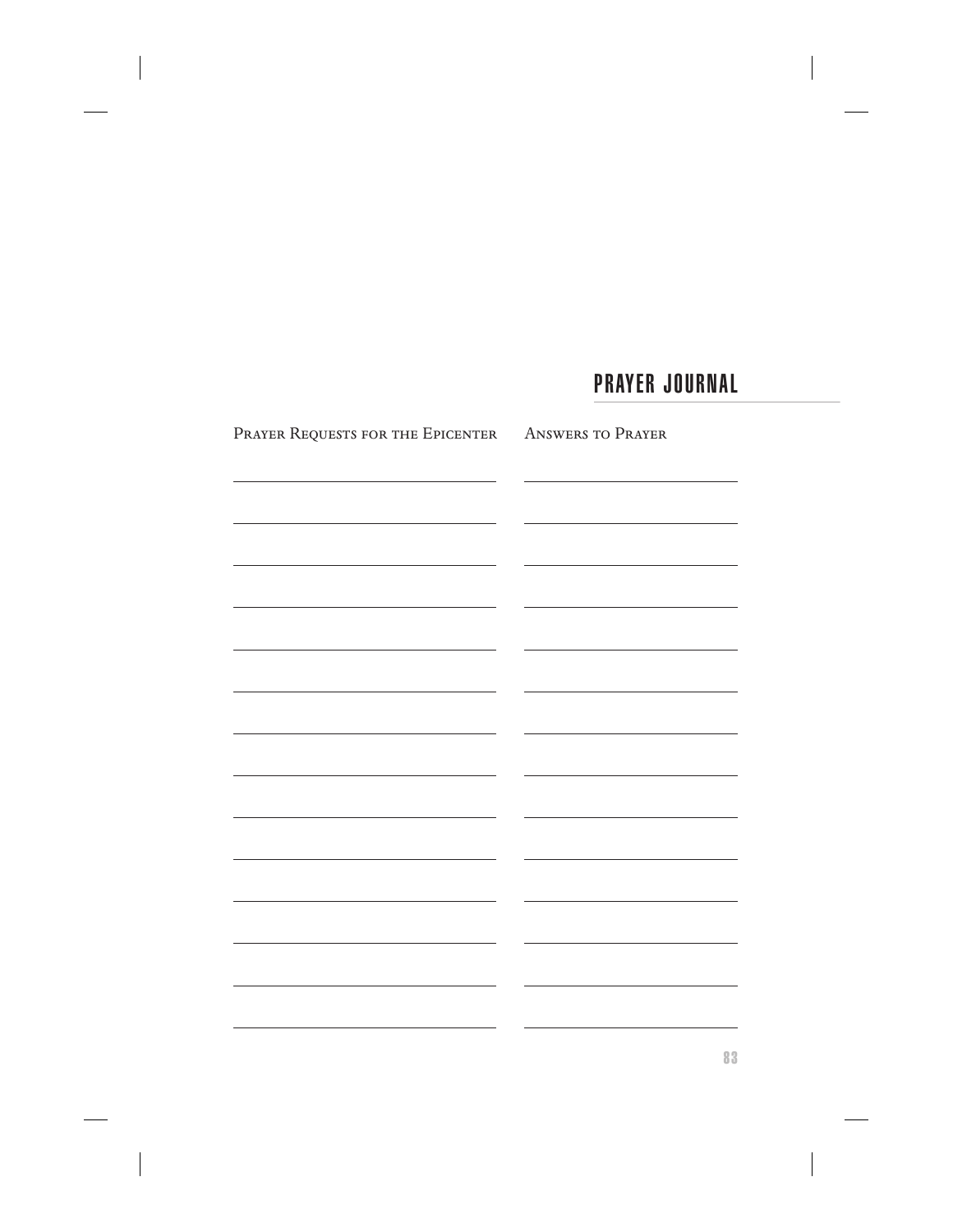## PRAYER JOURNAL

| Prayer Requests for the Epicenter | Answers to Prayer |
| --- | --- |
| | |
| | |
| | |
| | |
| | |
| | |
| | |
| | |
| | |
| | |
| | |
| | |
| | |
| | |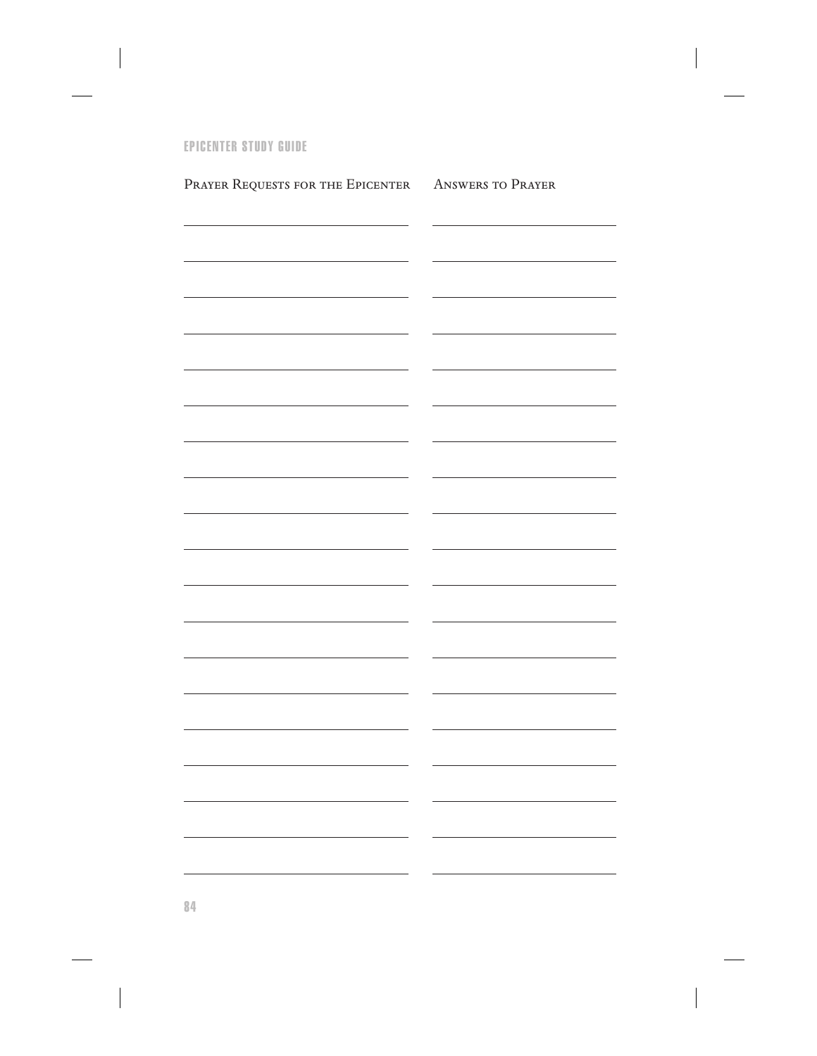| Prayer Requests for the Epicenter | Answers to Prayer |
|---|---|
| | |
| | |
| | |
| | |
| | |
| | |
| | |
| | |
| | |
| | |
| | |
| | |
| | |
| | |
| | |
| | |
| | |
| | |
| | |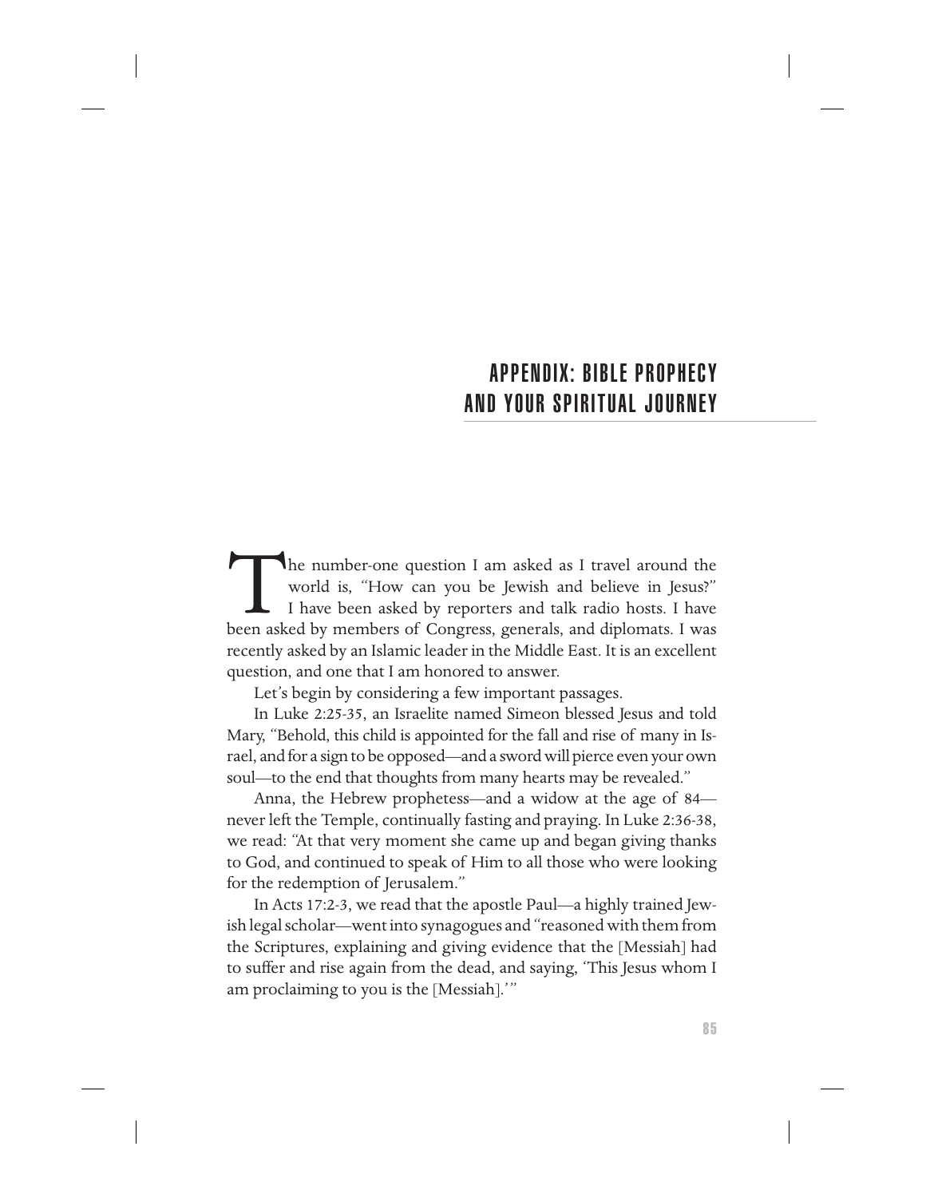# APPENDIX: BIBLE PROPHECY AND YOUR SPIRITUAL JOURNEY

The number-one question I am asked as I travel around the world is, "How can you be Jewish and believe in Jesus?" I have been asked by reporters and talk radio hosts. I have been asked by members of Congress, generals, and diplomats. I was recently asked by an Islamic leader in the Middle East. It is an excellent question, and one that I am honored to answer.

Let's begin by considering a few important passages.

In Luke 2:25-35, an Israelite named Simeon blessed Jesus and told Mary, "Behold, this child is appointed for the fall and rise of many in Israel, and for a sign to be opposed—and a sword will pierce even your own soul—to the end that thoughts from many hearts may be revealed."

Anna, the Hebrew prophetess—and a widow at the age of 84—never left the Temple, continually fasting and praying. In Luke 2:36-38, we read: "At that very moment she came up and began giving thanks to God, and continued to speak of Him to all those who were looking for the redemption of Jerusalem."

In Acts 17:2-3, we read that the apostle Paul—a highly trained Jewish legal scholar—went into synagogues and "reasoned with them from the Scriptures, explaining and giving evidence that the [Messiah] had to suffer and rise again from the dead, and saying, 'This Jesus whom I am proclaiming to you is the [Messiah].'"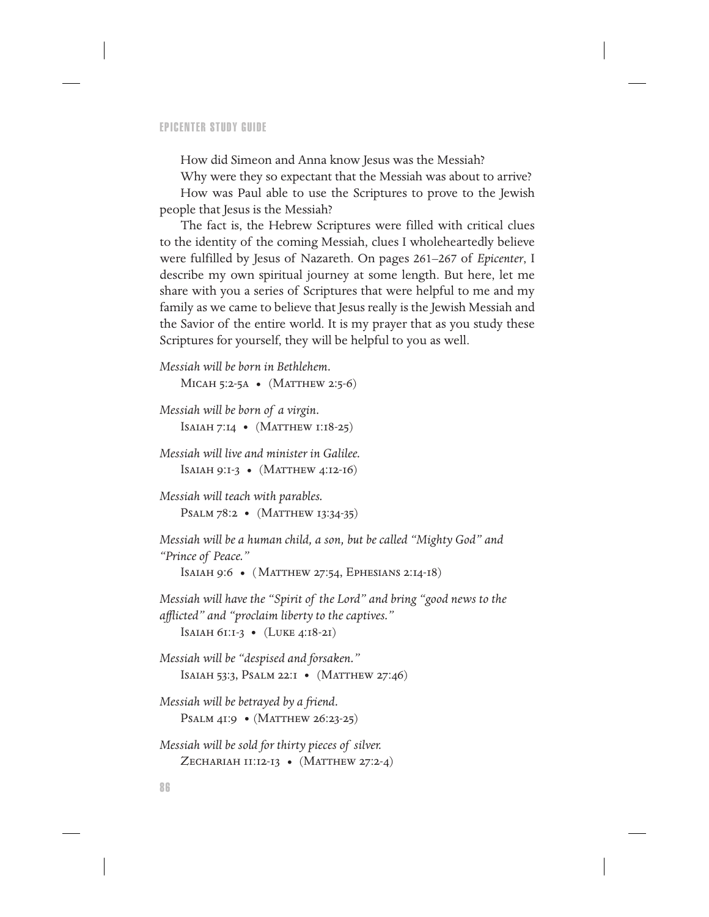How did Simeon and Anna know Jesus was the Messiah?

Why were they so expectant that the Messiah was about to arrive?

How was Paul able to use the Scriptures to prove to the Jewish people that Jesus is the Messiah?

The fact is, the Hebrew Scriptures were filled with critical clues to the identity of the coming Messiah, clues I wholeheartedly believe were fulfilled by Jesus of Nazareth. On pages 261–267 of *Epicenter*, I describe my own spiritual journey at some length. But here, let me share with you a series of Scriptures that were helpful to me and my family as we came to believe that Jesus really is the Jewish Messiah and the Savior of the entire world. It is my prayer that as you study these Scriptures for yourself, they will be helpful to you as well.

*Messiah will be born in Bethlehem.*
Micah 5:2-5a • (Matthew 2:5-6)

*Messiah will be born of a virgin.*
Isaiah 7:14 • (Matthew 1:18-25)

*Messiah will live and minister in Galilee.*
Isaiah 9:1-3 • (Matthew 4:12-16)

*Messiah will teach with parables.*
Psalm 78:2 • (Matthew 13:34-35)

*Messiah will be a human child, a son, but be called "Mighty God" and "Prince of Peace."*
Isaiah 9:6 • (Matthew 27:54, Ephesians 2:14-18)

*Messiah will have the "Spirit of the Lord" and bring "good news to the afflicted" and "proclaim liberty to the captives."*
Isaiah 61:1-3 • (Luke 4:18-21)

*Messiah will be "despised and forsaken."*
Isaiah 53:3, Psalm 22:1 • (Matthew 27:46)

*Messiah will be betrayed by a friend.*
Psalm 41:9 • (Matthew 26:23-25)

*Messiah will be sold for thirty pieces of silver.*
Zechariah 11:12-13 • (Matthew 27:2-4)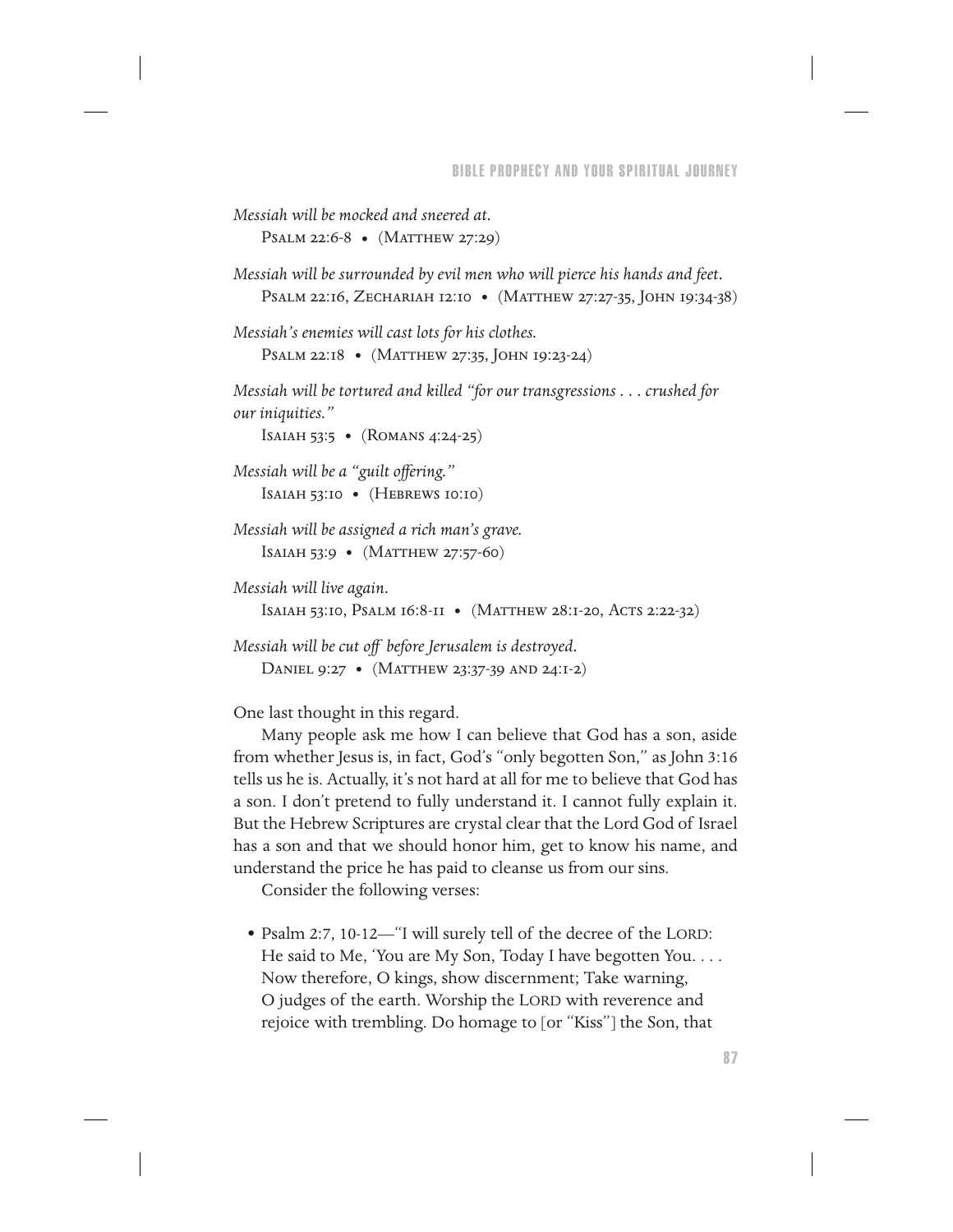*Messiah will be mocked and sneered at.*
Psalm 22:6-8 • (Matthew 27:29)

*Messiah will be surrounded by evil men who will pierce his hands and feet.*
Psalm 22:16, Zechariah 12:10 • (Matthew 27:27-35, John 19:34-38)

*Messiah's enemies will cast lots for his clothes.*
Psalm 22:18 • (Matthew 27:35, John 19:23-24)

*Messiah will be tortured and killed "for our transgressions . . . crushed for our iniquities."*
Isaiah 53:5 • (Romans 4:24-25)

*Messiah will be a "guilt offering."*
Isaiah 53:10 • (Hebrews 10:10)

*Messiah will be assigned a rich man's grave.*
Isaiah 53:9 • (Matthew 27:57-60)

*Messiah will live again.*
Isaiah 53:10, Psalm 16:8-11 • (Matthew 28:1-20, Acts 2:22-32)

*Messiah will be cut off before Jerusalem is destroyed.*
Daniel 9:27 • (Matthew 23:37-39 and 24:1-2)

One last thought in this regard.

Many people ask me how I can believe that God has a son, aside from whether Jesus is, in fact, God's "only begotten Son," as John 3:16 tells us he is. Actually, it's not hard at all for me to believe that God has a son. I don't pretend to fully understand it. I cannot fully explain it. But the Hebrew Scriptures are crystal clear that the Lord God of Israel has a son and that we should honor him, get to know his name, and understand the price he has paid to cleanse us from our sins.

Consider the following verses:

- Psalm 2:7, 10-12—"I will surely tell of the decree of the LORD: He said to Me, 'You are My Son, Today I have begotten You. . . . Now therefore, O kings, show discernment; Take warning, O judges of the earth. Worship the LORD with reverence and rejoice with trembling. Do homage to [or "Kiss"] the Son, that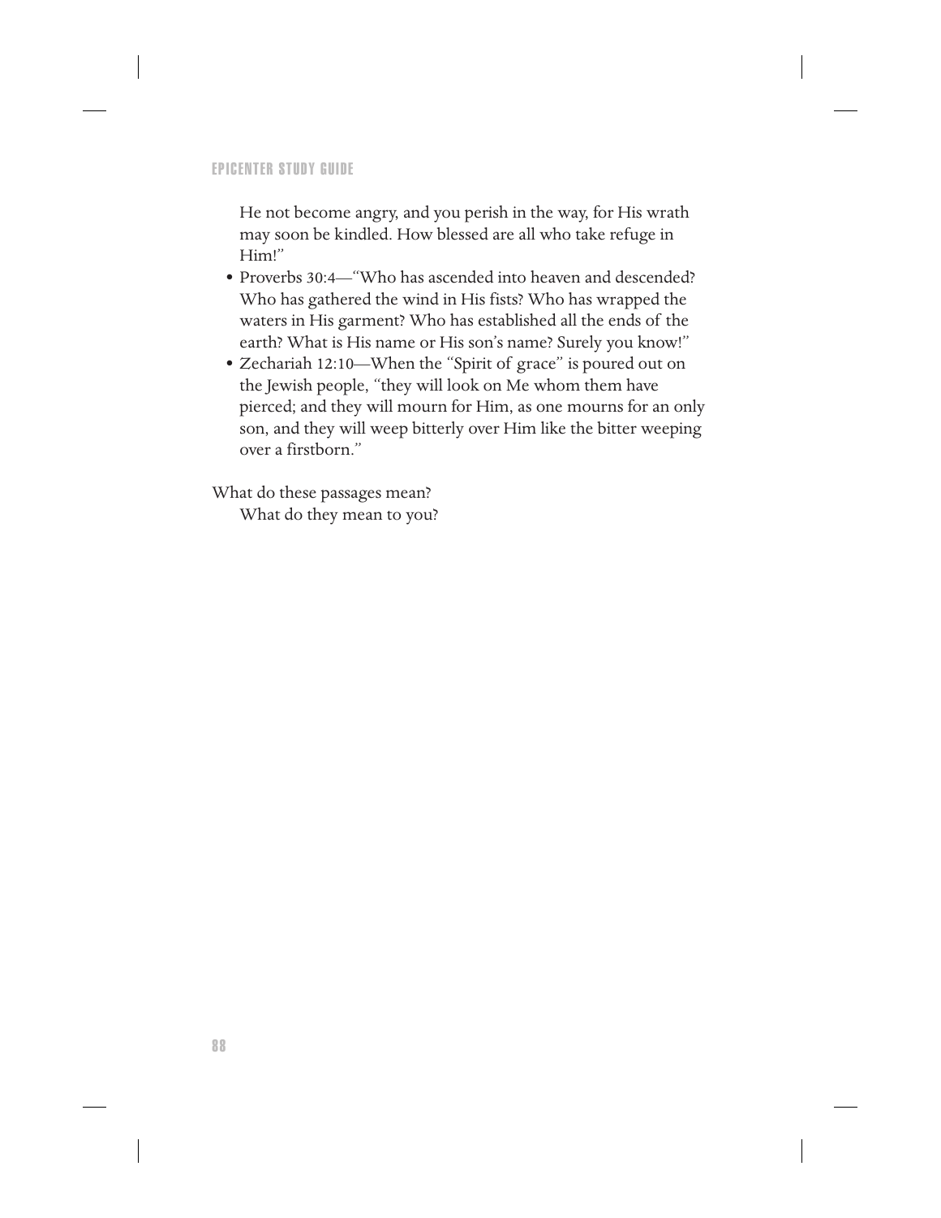He not become angry, and you perish in the way, for His wrath may soon be kindled. How blessed are all who take refuge in Him!"

- Proverbs 30:4—"Who has ascended into heaven and descended? Who has gathered the wind in His fists? Who has wrapped the waters in His garment? Who has established all the ends of the earth? What is His name or His son's name? Surely you know!"
- Zechariah 12:10—When the "Spirit of grace" is poured out on the Jewish people, "they will look on Me whom them have pierced; and they will mourn for Him, as one mourns for an only son, and they will weep bitterly over Him like the bitter weeping over a firstborn."

What do these passages mean?

What do they mean to you?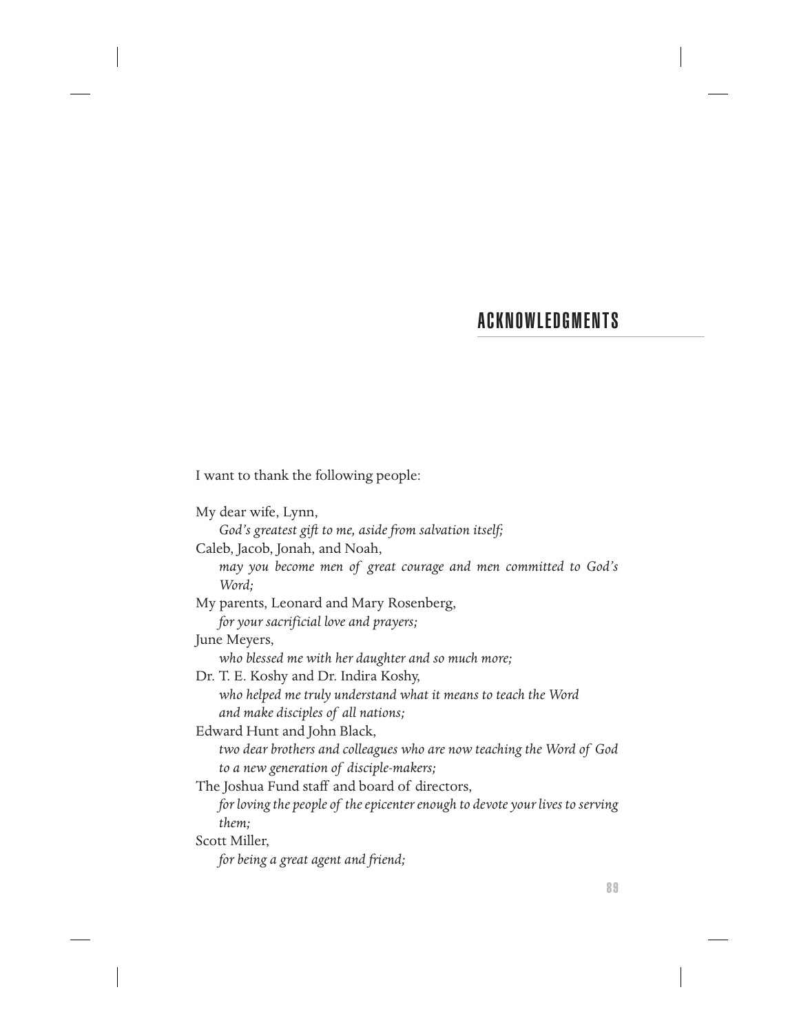## ACKNOWLEDGMENTS

I want to thank the following people:

My dear wife, Lynn,
*God's greatest gift to me, aside from salvation itself;*

Caleb, Jacob, Jonah, and Noah,
*may you become men of great courage and men committed to God's Word;*

My parents, Leonard and Mary Rosenberg,
*for your sacrificial love and prayers;*

June Meyers,
*who blessed me with her daughter and so much more;*

Dr. T. E. Koshy and Dr. Indira Koshy,
*who helped me truly understand what it means to teach the Word and make disciples of all nations;*

Edward Hunt and John Black,
*two dear brothers and colleagues who are now teaching the Word of God to a new generation of disciple-makers;*

The Joshua Fund staff and board of directors,
*for loving the people of the epicenter enough to devote your lives to serving them;*

Scott Miller,
*for being a great agent and friend;*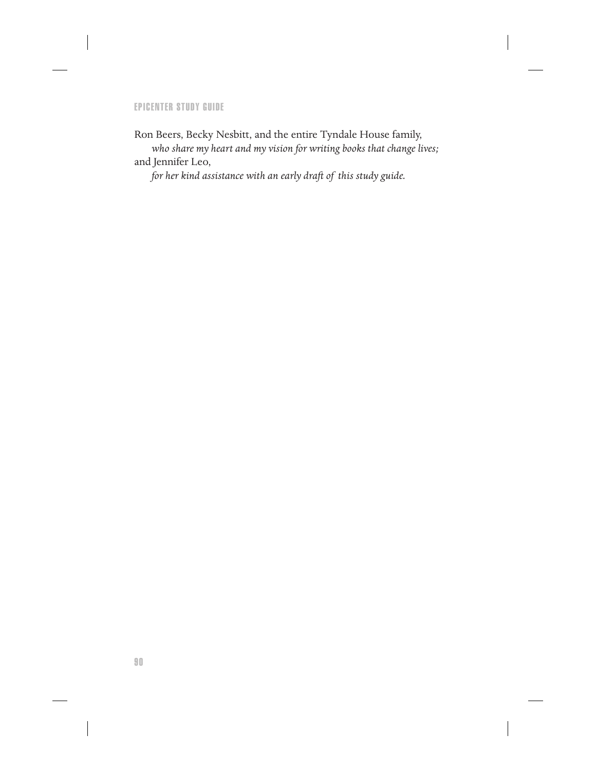Ron Beers, Becky Nesbitt, and the entire Tyndale House family,
*who share my heart and my vision for writing books that change lives;*
and Jennifer Leo,
*for her kind assistance with an early draft of this study guide.*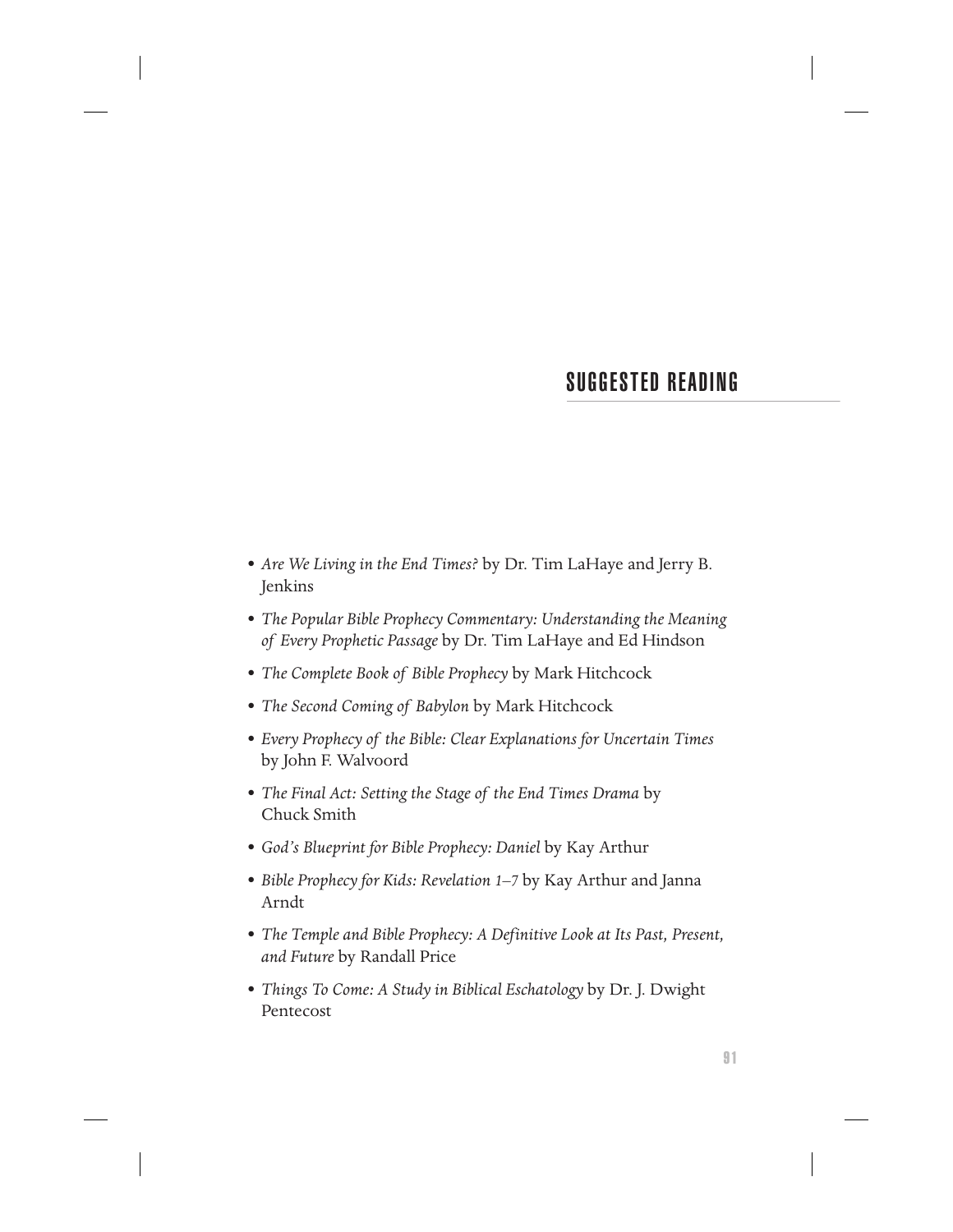## SUGGESTED READING

- *Are We Living in the End Times?* by Dr. Tim LaHaye and Jerry B. Jenkins
- *The Popular Bible Prophecy Commentary: Understanding the Meaning of Every Prophetic Passage* by Dr. Tim LaHaye and Ed Hindson
- *The Complete Book of Bible Prophecy* by Mark Hitchcock
- *The Second Coming of Babylon* by Mark Hitchcock
- *Every Prophecy of the Bible: Clear Explanations for Uncertain Times* by John F. Walvoord
- *The Final Act: Setting the Stage of the End Times Drama* by Chuck Smith
- *God's Blueprint for Bible Prophecy: Daniel* by Kay Arthur
- *Bible Prophecy for Kids: Revelation 1–7* by Kay Arthur and Janna Arndt
- *The Temple and Bible Prophecy: A Definitive Look at Its Past, Present, and Future* by Randall Price
- *Things To Come: A Study in Biblical Eschatology* by Dr. J. Dwight Pentecost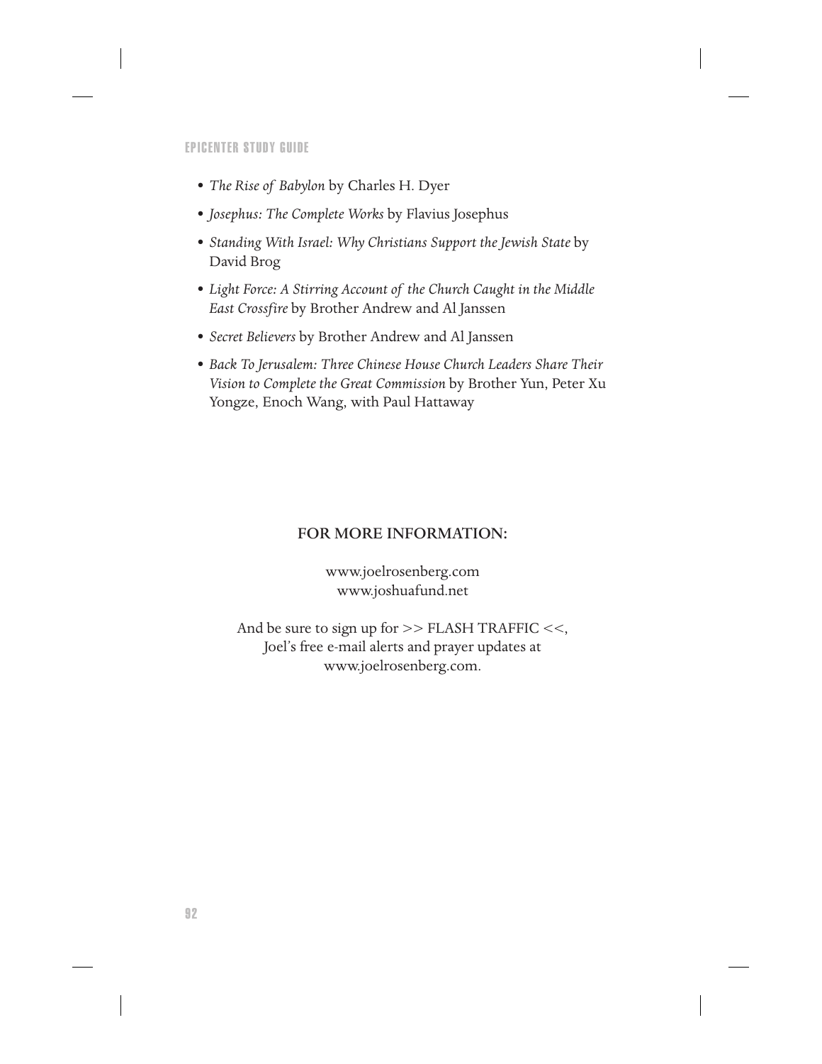- *The Rise of Babylon* by Charles H. Dyer
- *Josephus: The Complete Works* by Flavius Josephus
- *Standing With Israel: Why Christians Support the Jewish State* by David Brog
- *Light Force: A Stirring Account of the Church Caught in the Middle East Crossfire* by Brother Andrew and Al Janssen
- *Secret Believers* by Brother Andrew and Al Janssen
- *Back To Jerusalem: Three Chinese House Church Leaders Share Their Vision to Complete the Great Commission* by Brother Yun, Peter Xu Yongze, Enoch Wang, with Paul Hattaway

**FOR MORE INFORMATION:**

www.joelrosenberg.com
www.joshuafund.net

And be sure to sign up for >> FLASH TRAFFIC <<,
Joel's free e-mail alerts and prayer updates at
www.joelrosenberg.com.